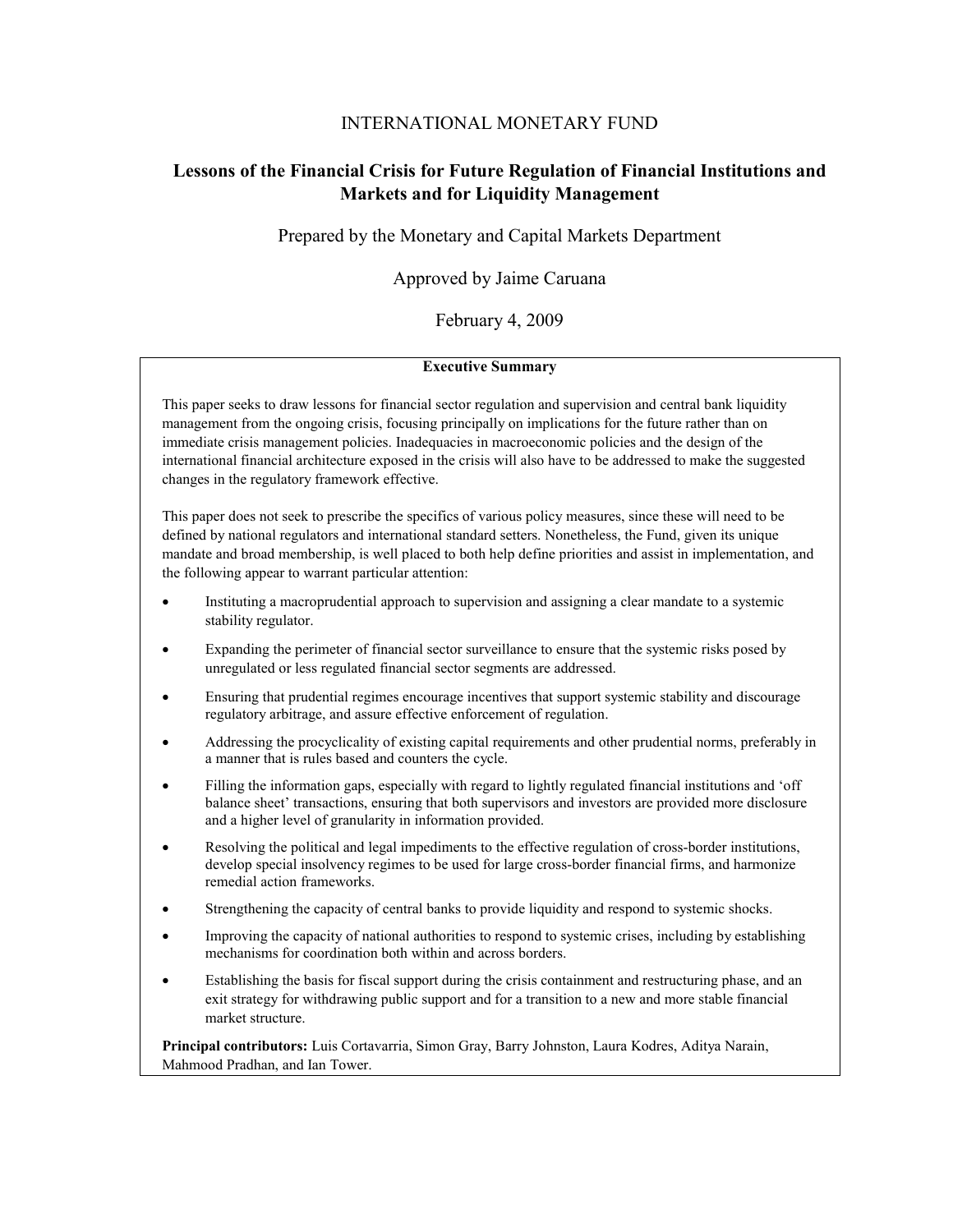INTERNATIONAL MONETARY FUND

# Lessons of the Financial Crisis for Future Regulation of Financial Institutions and Markets and for Liquidity Management

Prepared by the Monetary and Capital Markets Department

Approved by Jaime Caruana

February 4, 2009

## Executive Summary

This paper seeks to draw lessons for financial sector regulation and supervision and central bank liquidity management from the ongoing crisis, focusing principally on implications for the future rather than on immediate crisis management policies. Inadequacies in macroeconomic policies and the design of the international financial architecture exposed in the crisis will also have to be addressed to make the suggested changes in the regulatory framework effective.

This paper does not seek to prescribe the specifics of various policy measures, since these will need to be defined by national regulators and international standard setters. Nonetheless, the Fund, given its unique mandate and broad membership, is well placed to both help define priorities and assist in implementation, and the following appear to warrant particular attention:

- Instituting a macroprudential approach to supervision and assigning a clear mandate to a systemic stability regulator.
- Expanding the perimeter of financial sector surveillance to ensure that the systemic risks posed by unregulated or less regulated financial sector segments are addressed.
- Ensuring that prudential regimes encourage incentives that support systemic stability and discourage regulatory arbitrage, and assure effective enforcement of regulation.
- Addressing the procyclicality of existing capital requirements and other prudential norms, preferably in a manner that is rules based and counters the cycle.
- Filling the information gaps, especially with regard to lightly regulated financial institutions and 'off balance sheet' transactions, ensuring that both supervisors and investors are provided more disclosure and a higher level of granularity in information provided.
- Resolving the political and legal impediments to the effective regulation of cross-border institutions, develop special insolvency regimes to be used for large cross-border financial firms, and harmonize remedial action frameworks.
- Strengthening the capacity of central banks to provide liquidity and respond to systemic shocks.
- Improving the capacity of national authorities to respond to systemic crises, including by establishing mechanisms for coordination both within and across borders.
- Establishing the basis for fiscal support during the crisis containment and restructuring phase, and an exit strategy for withdrawing public support and for a transition to a new and more stable financial market structure.

**Principal contributors:** Luis Cortavarria, Simon Gray, Barry Johnston, Laura Kodres, Aditya Narain, Mahmood Pradhan, and Ian Tower.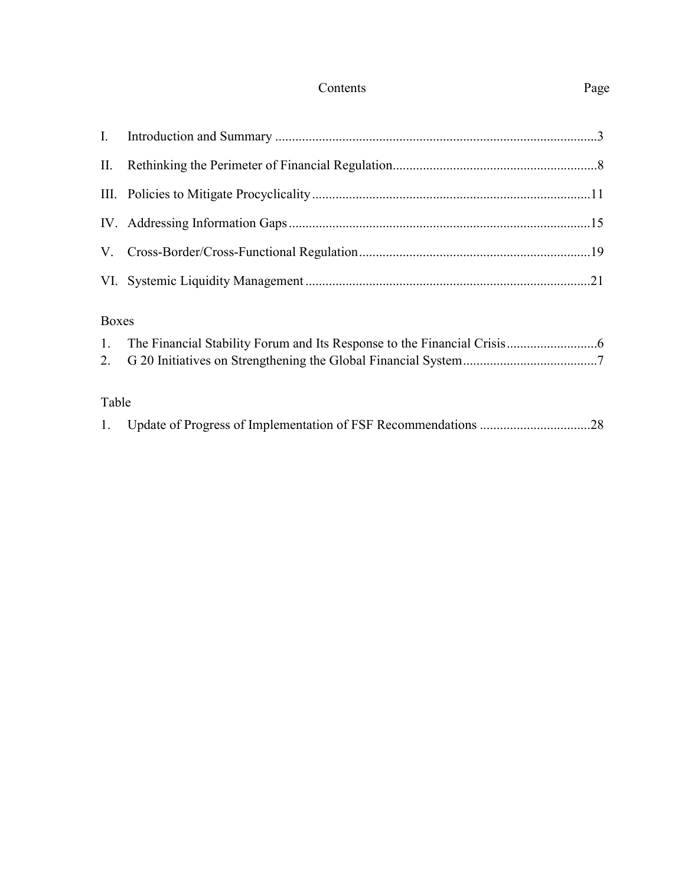# Contents

| | | Page |
|---|---|---|
| I. | Introduction and Summary | 3 |
| II. | Rethinking the Perimeter of Financial Regulation | 8 |
| III. | Policies to Mitigate Procyclicality | 11 |
| IV. | Addressing Information Gaps | 15 |
| V. | Cross-Border/Cross-Functional Regulation | 19 |
| VI. | Systemic Liquidity Management | 21 |

**Boxes**

| | | |
|---|---|---|
| 1. | The Financial Stability Forum and Its Response to the Financial Crisis | 6 |
| 2. | G 20 Initiatives on Strengthening the Global Financial System | 7 |

**Table**

| | | |
|---|---|---|
| 1. | Update of Progress of Implementation of FSF Recommendations | 28 |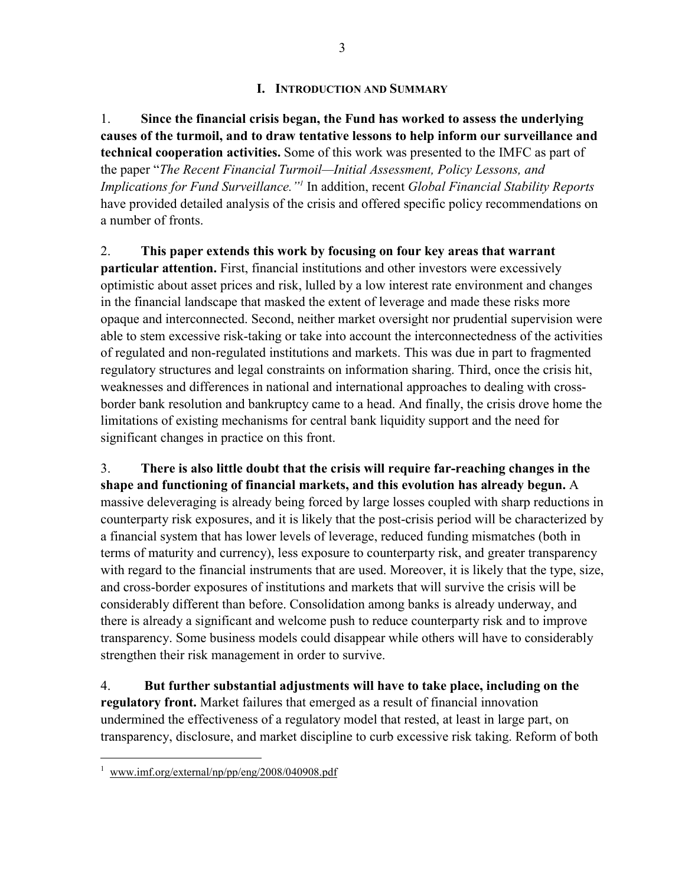## I. Introduction and Summary

1. **Since the financial crisis began, the Fund has worked to assess the underlying causes of the turmoil, and to draw tentative lessons to help inform our surveillance and technical cooperation activities.** Some of this work was presented to the IMFC as part of the paper "*The Recent Financial Turmoil—Initial Assessment, Policy Lessons, and Implications for Fund Surveillance.*"[1] In addition, recent *Global Financial Stability Reports* have provided detailed analysis of the crisis and offered specific policy recommendations on a number of fronts.

2. **This paper extends this work by focusing on four key areas that warrant particular attention.** First, financial institutions and other investors were excessively optimistic about asset prices and risk, lulled by a low interest rate environment and changes in the financial landscape that masked the extent of leverage and made these risks more opaque and interconnected. Second, neither market oversight nor prudential supervision were able to stem excessive risk-taking or take into account the interconnectedness of the activities of regulated and non-regulated institutions and markets. This was due in part to fragmented regulatory structures and legal constraints on information sharing. Third, once the crisis hit, weaknesses and differences in national and international approaches to dealing with cross-border bank resolution and bankruptcy came to a head. And finally, the crisis drove home the limitations of existing mechanisms for central bank liquidity support and the need for significant changes in practice on this front.

3. **There is also little doubt that the crisis will require far-reaching changes in the shape and functioning of financial markets, and this evolution has already begun.** A massive deleveraging is already being forced by large losses coupled with sharp reductions in counterparty risk exposures, and it is likely that the post-crisis period will be characterized by a financial system that has lower levels of leverage, reduced funding mismatches (both in terms of maturity and currency), less exposure to counterparty risk, and greater transparency with regard to the financial instruments that are used. Moreover, it is likely that the type, size, and cross-border exposures of institutions and markets that will survive the crisis will be considerably different than before. Consolidation among banks is already underway, and there is already a significant and welcome push to reduce counterparty risk and to improve transparency. Some business models could disappear while others will have to considerably strengthen their risk management in order to survive.

4. **But further substantial adjustments will have to take place, including on the regulatory front.** Market failures that emerged as a result of financial innovation undermined the effectiveness of a regulatory model that rested, at least in large part, on transparency, disclosure, and market discipline to curb excessive risk taking. Reform of both

---

[1] www.imf.org/external/np/pp/eng/2008/040908.pdf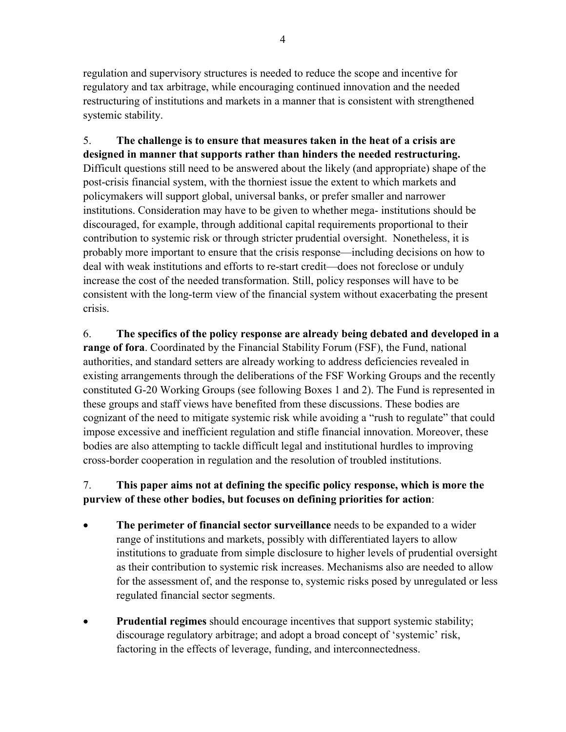regulation and supervisory structures is needed to reduce the scope and incentive for regulatory and tax arbitrage, while encouraging continued innovation and the needed restructuring of institutions and markets in a manner that is consistent with strengthened systemic stability.

5. **The challenge is to ensure that measures taken in the heat of a crisis are designed in manner that supports rather than hinders the needed restructuring.** Difficult questions still need to be answered about the likely (and appropriate) shape of the post-crisis financial system, with the thorniest issue the extent to which markets and policymakers will support global, universal banks, or prefer smaller and narrower institutions. Consideration may have to be given to whether mega- institutions should be discouraged, for example, through additional capital requirements proportional to their contribution to systemic risk or through stricter prudential oversight. Nonetheless, it is probably more important to ensure that the crisis response—including decisions on how to deal with weak institutions and efforts to re-start credit—does not foreclose or unduly increase the cost of the needed transformation. Still, policy responses will have to be consistent with the long-term view of the financial system without exacerbating the present crisis.

6. **The specifics of the policy response are already being debated and developed in a range of fora**. Coordinated by the Financial Stability Forum (FSF), the Fund, national authorities, and standard setters are already working to address deficiencies revealed in existing arrangements through the deliberations of the FSF Working Groups and the recently constituted G-20 Working Groups (see following Boxes 1 and 2). The Fund is represented in these groups and staff views have benefited from these discussions. These bodies are cognizant of the need to mitigate systemic risk while avoiding a "rush to regulate" that could impose excessive and inefficient regulation and stifle financial innovation. Moreover, these bodies are also attempting to tackle difficult legal and institutional hurdles to improving cross-border cooperation in regulation and the resolution of troubled institutions.

7. **This paper aims not at defining the specific policy response, which is more the purview of these other bodies, but focuses on defining priorities for action**:

- **The perimeter of financial sector surveillance** needs to be expanded to a wider range of institutions and markets, possibly with differentiated layers to allow institutions to graduate from simple disclosure to higher levels of prudential oversight as their contribution to systemic risk increases. Mechanisms also are needed to allow for the assessment of, and the response to, systemic risks posed by unregulated or less regulated financial sector segments.

- **Prudential regimes** should encourage incentives that support systemic stability; discourage regulatory arbitrage; and adopt a broad concept of 'systemic' risk, factoring in the effects of leverage, funding, and interconnectedness.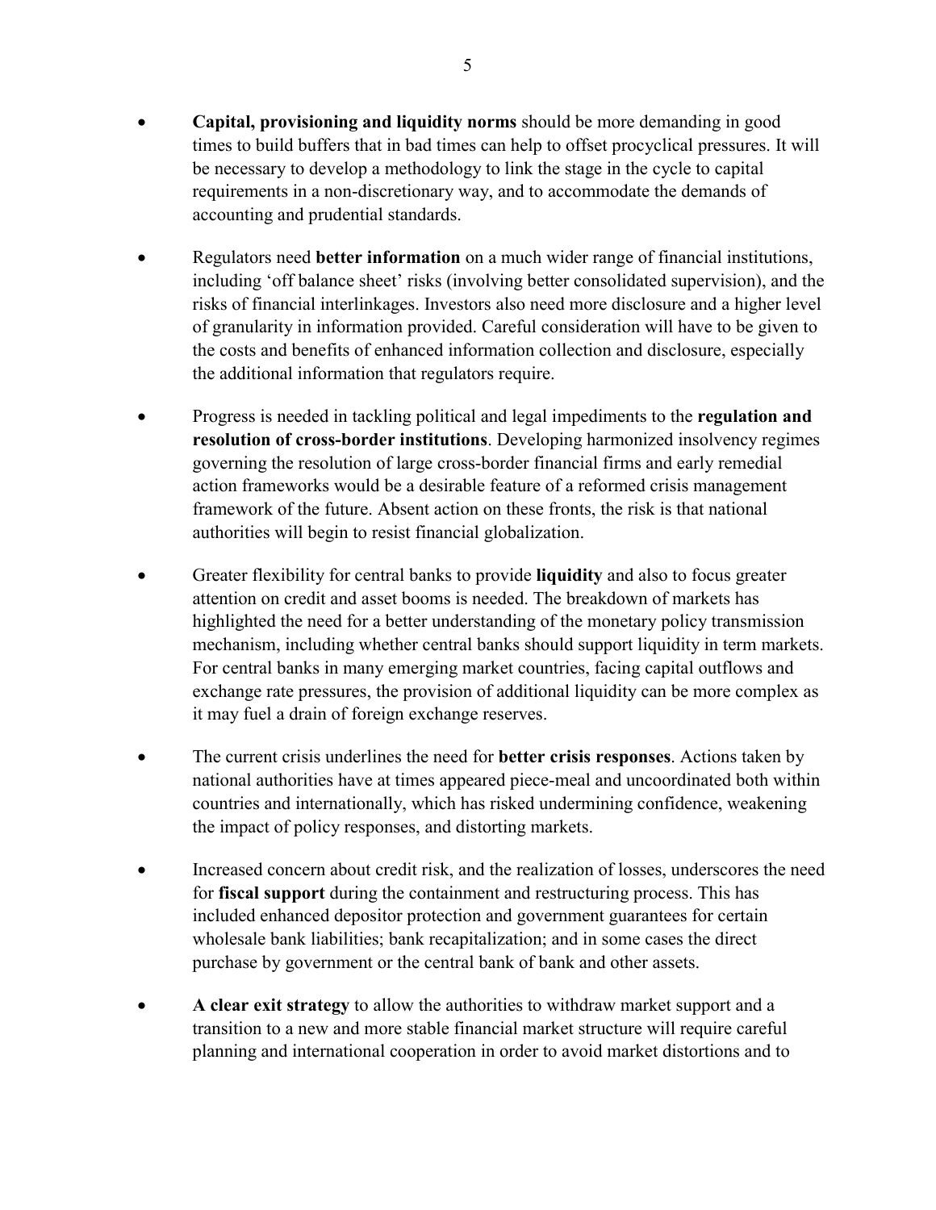- **Capital, provisioning and liquidity norms** should be more demanding in good times to build buffers that in bad times can help to offset procyclical pressures. It will be necessary to develop a methodology to link the stage in the cycle to capital requirements in a non-discretionary way, and to accommodate the demands of accounting and prudential standards.

- Regulators need **better information** on a much wider range of financial institutions, including 'off balance sheet' risks (involving better consolidated supervision), and the risks of financial interlinkages. Investors also need more disclosure and a higher level of granularity in information provided. Careful consideration will have to be given to the costs and benefits of enhanced information collection and disclosure, especially the additional information that regulators require.

- Progress is needed in tackling political and legal impediments to the **regulation and resolution of cross-border institutions**. Developing harmonized insolvency regimes governing the resolution of large cross-border financial firms and early remedial action frameworks would be a desirable feature of a reformed crisis management framework of the future. Absent action on these fronts, the risk is that national authorities will begin to resist financial globalization.

- Greater flexibility for central banks to provide **liquidity** and also to focus greater attention on credit and asset booms is needed. The breakdown of markets has highlighted the need for a better understanding of the monetary policy transmission mechanism, including whether central banks should support liquidity in term markets. For central banks in many emerging market countries, facing capital outflows and exchange rate pressures, the provision of additional liquidity can be more complex as it may fuel a drain of foreign exchange reserves.

- The current crisis underlines the need for **better crisis responses**. Actions taken by national authorities have at times appeared piece-meal and uncoordinated both within countries and internationally, which has risked undermining confidence, weakening the impact of policy responses, and distorting markets.

- Increased concern about credit risk, and the realization of losses, underscores the need for **fiscal support** during the containment and restructuring process. This has included enhanced depositor protection and government guarantees for certain wholesale bank liabilities; bank recapitalization; and in some cases the direct purchase by government or the central bank of bank and other assets.

- **A clear exit strategy** to allow the authorities to withdraw market support and a transition to a new and more stable financial market structure will require careful planning and international cooperation in order to avoid market distortions and to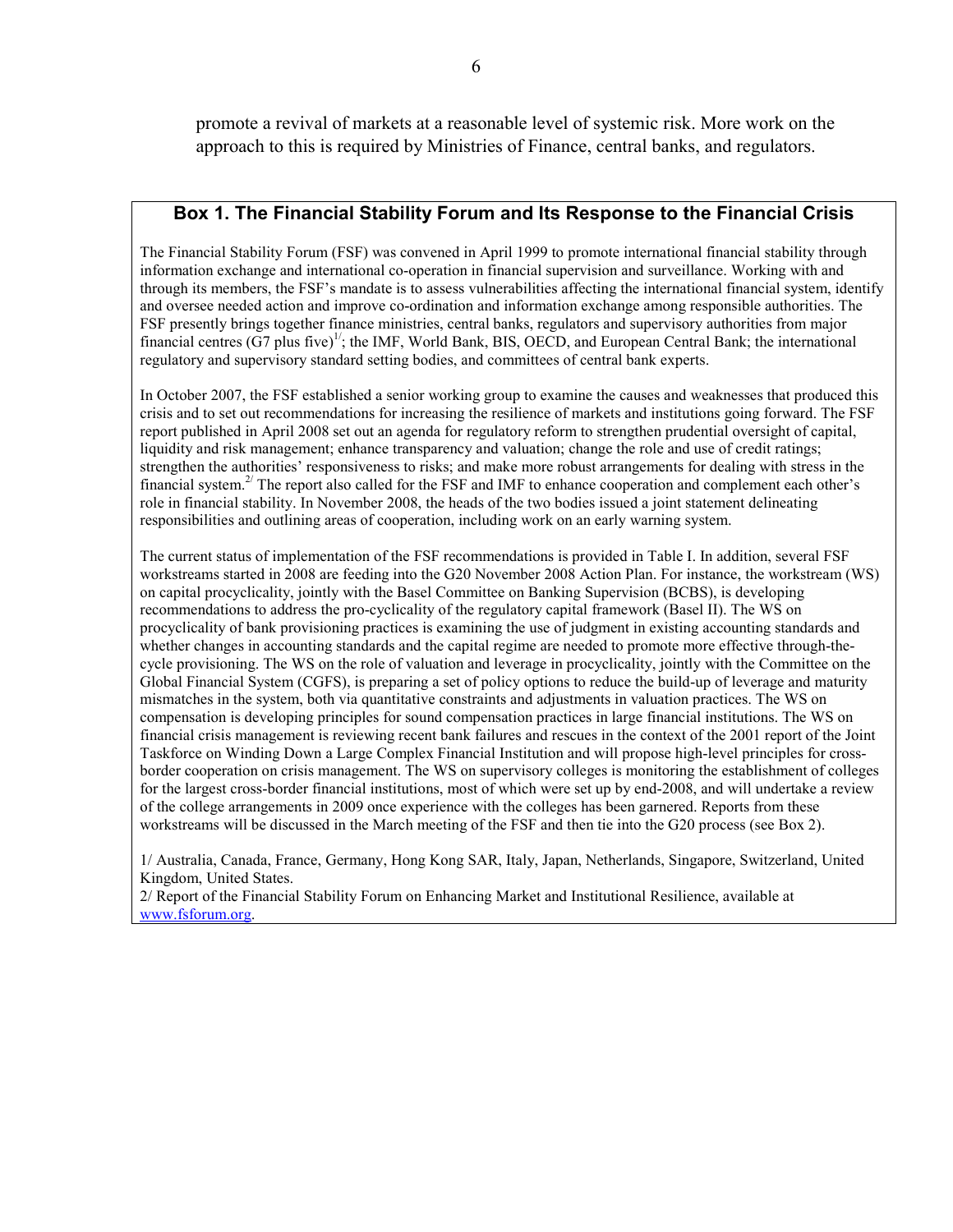promote a revival of markets at a reasonable level of systemic risk. More work on the approach to this is required by Ministries of Finance, central banks, and regulators.

## Box 1. The Financial Stability Forum and Its Response to the Financial Crisis

The Financial Stability Forum (FSF) was convened in April 1999 to promote international financial stability through information exchange and international co-operation in financial supervision and surveillance. Working with and through its members, the FSF's mandate is to assess vulnerabilities affecting the international financial system, identify and oversee needed action and improve co-ordination and information exchange among responsible authorities. The FSF presently brings together finance ministries, central banks, regulators and supervisory authorities from major financial centres (G7 plus five)[1/]; the IMF, World Bank, BIS, OECD, and European Central Bank; the international regulatory and supervisory standard setting bodies, and committees of central bank experts.

In October 2007, the FSF established a senior working group to examine the causes and weaknesses that produced this crisis and to set out recommendations for increasing the resilience of markets and institutions going forward. The FSF report published in April 2008 set out an agenda for regulatory reform to strengthen prudential oversight of capital, liquidity and risk management; enhance transparency and valuation; change the role and use of credit ratings; strengthen the authorities' responsiveness to risks; and make more robust arrangements for dealing with stress in the financial system.[2/] The report also called for the FSF and IMF to enhance cooperation and complement each other's role in financial stability. In November 2008, the heads of the two bodies issued a joint statement delineating responsibilities and outlining areas of cooperation, including work on an early warning system.

The current status of implementation of the FSF recommendations is provided in Table I. In addition, several FSF workstreams started in 2008 are feeding into the G20 November 2008 Action Plan. For instance, the workstream (WS) on capital procyclicality, jointly with the Basel Committee on Banking Supervision (BCBS), is developing recommendations to address the pro-cyclicality of the regulatory capital framework (Basel II). The WS on procyclicality of bank provisioning practices is examining the use of judgment in existing accounting standards and whether changes in accounting standards and the capital regime are needed to promote more effective through-the-cycle provisioning. The WS on the role of valuation and leverage in procyclicality, jointly with the Committee on the Global Financial System (CGFS), is preparing a set of policy options to reduce the build-up of leverage and maturity mismatches in the system, both via quantitative constraints and adjustments in valuation practices. The WS on compensation is developing principles for sound compensation practices in large financial institutions. The WS on financial crisis management is reviewing recent bank failures and rescues in the context of the 2001 report of the Joint Taskforce on Winding Down a Large Complex Financial Institution and will propose high-level principles for cross-border cooperation on crisis management. The WS on supervisory colleges is monitoring the establishment of colleges for the largest cross-border financial institutions, most of which were set up by end-2008, and will undertake a review of the college arrangements in 2009 once experience with the colleges has been garnered. Reports from these workstreams will be discussed in the March meeting of the FSF and then tie into the G20 process (see Box 2).

1/ Australia, Canada, France, Germany, Hong Kong SAR, Italy, Japan, Netherlands, Singapore, Switzerland, United Kingdom, United States.

2/ Report of the Financial Stability Forum on Enhancing Market and Institutional Resilience, available at www.fsforum.org.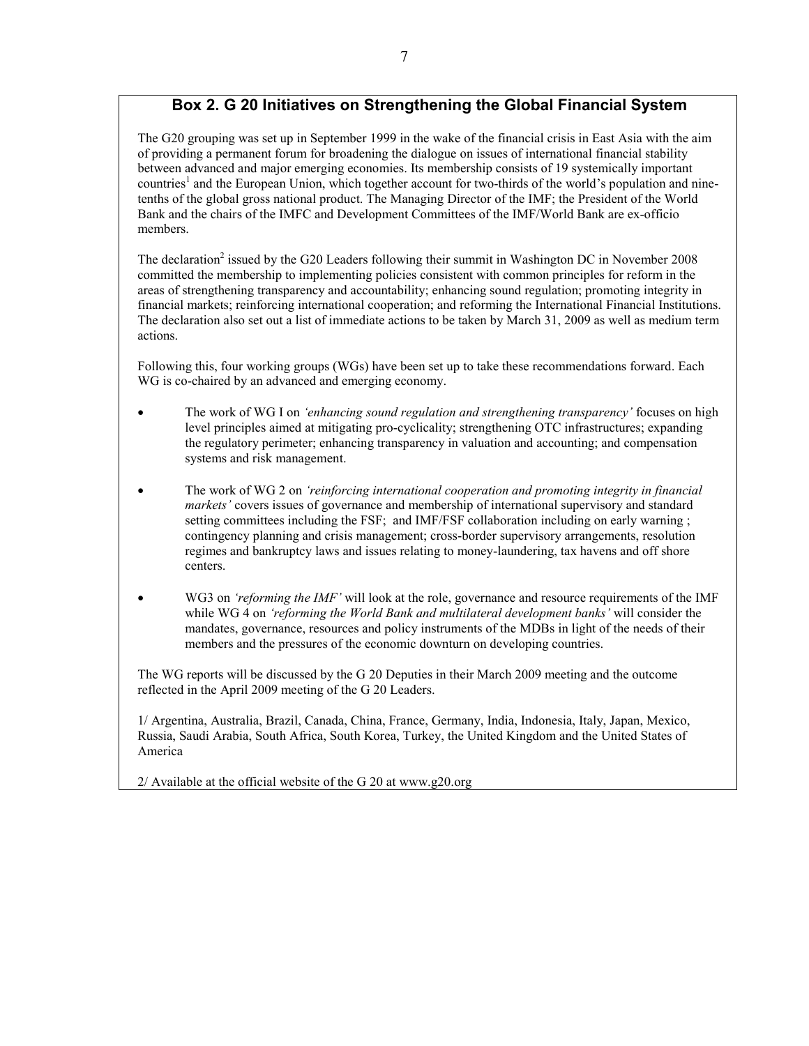## Box 2. G 20 Initiatives on Strengthening the Global Financial System

The G20 grouping was set up in September 1999 in the wake of the financial crisis in East Asia with the aim of providing a permanent forum for broadening the dialogue on issues of international financial stability between advanced and major emerging economies. Its membership consists of 19 systemically important countries[1] and the European Union, which together account for two-thirds of the world's population and nine-tenths of the global gross national product. The Managing Director of the IMF; the President of the World Bank and the chairs of the IMFC and Development Committees of the IMF/World Bank are ex-officio members.

The declaration[2] issued by the G20 Leaders following their summit in Washington DC in November 2008 committed the membership to implementing policies consistent with common principles for reform in the areas of strengthening transparency and accountability; enhancing sound regulation; promoting integrity in financial markets; reinforcing international cooperation; and reforming the International Financial Institutions. The declaration also set out a list of immediate actions to be taken by March 31, 2009 as well as medium term actions.

Following this, four working groups (WGs) have been set up to take these recommendations forward. Each WG is co-chaired by an advanced and emerging economy.

- The work of WG I on *'enhancing sound regulation and strengthening transparency'* focuses on high level principles aimed at mitigating pro-cyclicality; strengthening OTC infrastructures; expanding the regulatory perimeter; enhancing transparency in valuation and accounting; and compensation systems and risk management.
- The work of WG 2 on *'reinforcing international cooperation and promoting integrity in financial markets'* covers issues of governance and membership of international supervisory and standard setting committees including the FSF; and IMF/FSF collaboration including on early warning ; contingency planning and crisis management; cross-border supervisory arrangements, resolution regimes and bankruptcy laws and issues relating to money-laundering, tax havens and off shore centers.
- WG3 on *'reforming the IMF'* will look at the role, governance and resource requirements of the IMF while WG 4 on *'reforming the World Bank and multilateral development banks'* will consider the mandates, governance, resources and policy instruments of the MDBs in light of the needs of their members and the pressures of the economic downturn on developing countries.

The WG reports will be discussed by the G 20 Deputies in their March 2009 meeting and the outcome reflected in the April 2009 meeting of the G 20 Leaders.

1/ Argentina, Australia, Brazil, Canada, China, France, Germany, India, Indonesia, Italy, Japan, Mexico, Russia, Saudi Arabia, South Africa, South Korea, Turkey, the United Kingdom and the United States of America

2/ Available at the official website of the G 20 at www.g20.org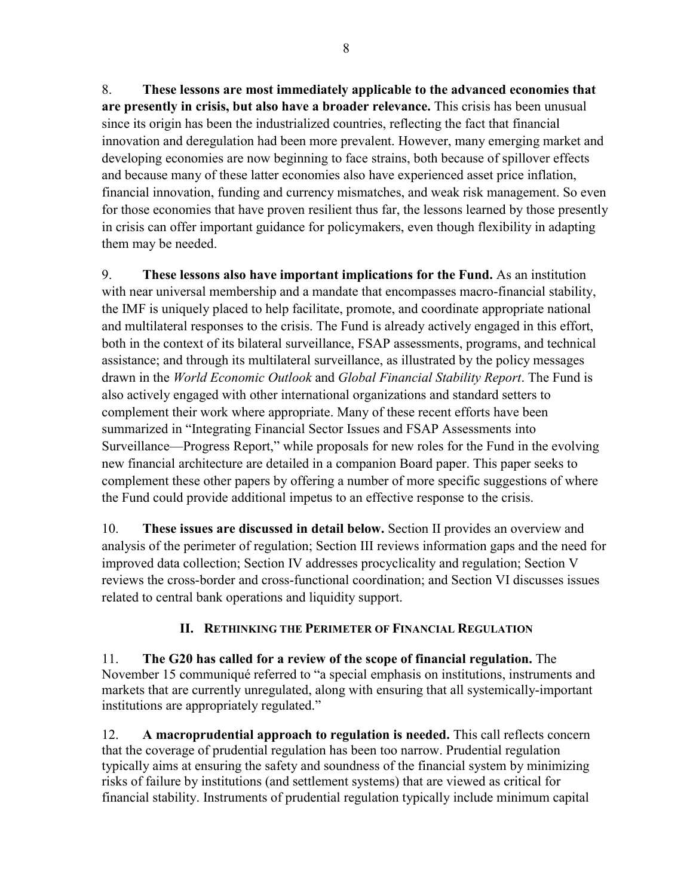8. **These lessons are most immediately applicable to the advanced economies that are presently in crisis, but also have a broader relevance.** This crisis has been unusual since its origin has been the industrialized countries, reflecting the fact that financial innovation and deregulation had been more prevalent. However, many emerging market and developing economies are now beginning to face strains, both because of spillover effects and because many of these latter economies also have experienced asset price inflation, financial innovation, funding and currency mismatches, and weak risk management. So even for those economies that have proven resilient thus far, the lessons learned by those presently in crisis can offer important guidance for policymakers, even though flexibility in adapting them may be needed.

9. **These lessons also have important implications for the Fund.** As an institution with near universal membership and a mandate that encompasses macro-financial stability, the IMF is uniquely placed to help facilitate, promote, and coordinate appropriate national and multilateral responses to the crisis. The Fund is already actively engaged in this effort, both in the context of its bilateral surveillance, FSAP assessments, programs, and technical assistance; and through its multilateral surveillance, as illustrated by the policy messages drawn in the *World Economic Outlook* and *Global Financial Stability Report*. The Fund is also actively engaged with other international organizations and standard setters to complement their work where appropriate. Many of these recent efforts have been summarized in "Integrating Financial Sector Issues and FSAP Assessments into Surveillance—Progress Report," while proposals for new roles for the Fund in the evolving new financial architecture are detailed in a companion Board paper. This paper seeks to complement these other papers by offering a number of more specific suggestions of where the Fund could provide additional impetus to an effective response to the crisis.

10. **These issues are discussed in detail below.** Section II provides an overview and analysis of the perimeter of regulation; Section III reviews information gaps and the need for improved data collection; Section IV addresses procyclicality and regulation; Section V reviews the cross-border and cross-functional coordination; and Section VI discusses issues related to central bank operations and liquidity support.

## II. Rethinking the Perimeter of Financial Regulation

11. **The G20 has called for a review of the scope of financial regulation.** The November 15 communiqué referred to "a special emphasis on institutions, instruments and markets that are currently unregulated, along with ensuring that all systemically-important institutions are appropriately regulated."

12. **A macroprudential approach to regulation is needed.** This call reflects concern that the coverage of prudential regulation has been too narrow. Prudential regulation typically aims at ensuring the safety and soundness of the financial system by minimizing risks of failure by institutions (and settlement systems) that are viewed as critical for financial stability. Instruments of prudential regulation typically include minimum capital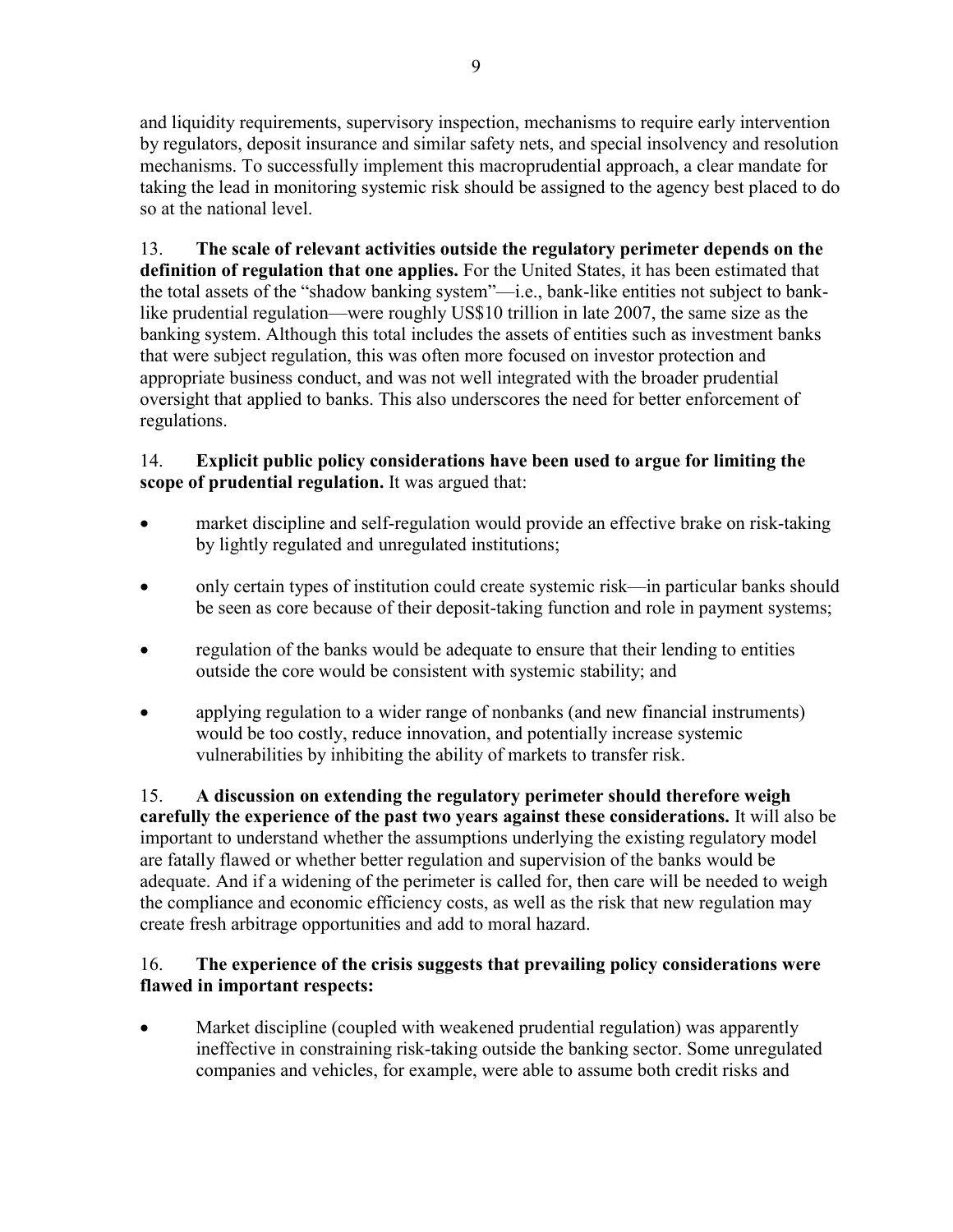and liquidity requirements, supervisory inspection, mechanisms to require early intervention by regulators, deposit insurance and similar safety nets, and special insolvency and resolution mechanisms. To successfully implement this macroprudential approach, a clear mandate for taking the lead in monitoring systemic risk should be assigned to the agency best placed to do so at the national level.

13. **The scale of relevant activities outside the regulatory perimeter depends on the definition of regulation that one applies.** For the United States, it has been estimated that the total assets of the "shadow banking system"—i.e., bank-like entities not subject to bank-like prudential regulation—were roughly US$10 trillion in late 2007, the same size as the banking system. Although this total includes the assets of entities such as investment banks that were subject regulation, this was often more focused on investor protection and appropriate business conduct, and was not well integrated with the broader prudential oversight that applied to banks. This also underscores the need for better enforcement of regulations.

14. **Explicit public policy considerations have been used to argue for limiting the scope of prudential regulation.** It was argued that:

- market discipline and self-regulation would provide an effective brake on risk-taking by lightly regulated and unregulated institutions;
- only certain types of institution could create systemic risk—in particular banks should be seen as core because of their deposit-taking function and role in payment systems;
- regulation of the banks would be adequate to ensure that their lending to entities outside the core would be consistent with systemic stability; and
- applying regulation to a wider range of nonbanks (and new financial instruments) would be too costly, reduce innovation, and potentially increase systemic vulnerabilities by inhibiting the ability of markets to transfer risk.

15. **A discussion on extending the regulatory perimeter should therefore weigh carefully the experience of the past two years against these considerations.** It will also be important to understand whether the assumptions underlying the existing regulatory model are fatally flawed or whether better regulation and supervision of the banks would be adequate. And if a widening of the perimeter is called for, then care will be needed to weigh the compliance and economic efficiency costs, as well as the risk that new regulation may create fresh arbitrage opportunities and add to moral hazard.

16. **The experience of the crisis suggests that prevailing policy considerations were flawed in important respects:**

- Market discipline (coupled with weakened prudential regulation) was apparently ineffective in constraining risk-taking outside the banking sector. Some unregulated companies and vehicles, for example, were able to assume both credit risks and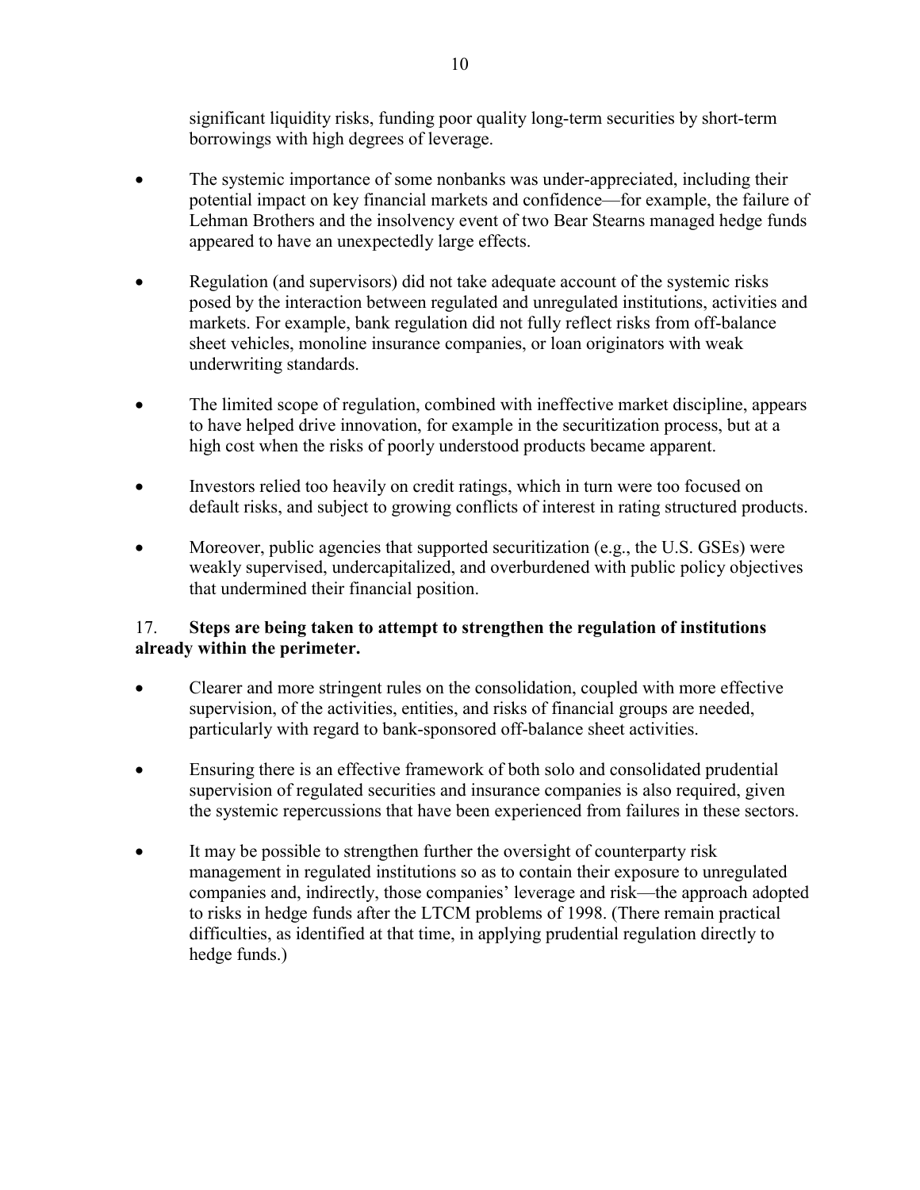significant liquidity risks, funding poor quality long-term securities by short-term borrowings with high degrees of leverage.

- The systemic importance of some nonbanks was under-appreciated, including their potential impact on key financial markets and confidence—for example, the failure of Lehman Brothers and the insolvency event of two Bear Stearns managed hedge funds appeared to have an unexpectedly large effects.

- Regulation (and supervisors) did not take adequate account of the systemic risks posed by the interaction between regulated and unregulated institutions, activities and markets. For example, bank regulation did not fully reflect risks from off-balance sheet vehicles, monoline insurance companies, or loan originators with weak underwriting standards.

- The limited scope of regulation, combined with ineffective market discipline, appears to have helped drive innovation, for example in the securitization process, but at a high cost when the risks of poorly understood products became apparent.

- Investors relied too heavily on credit ratings, which in turn were too focused on default risks, and subject to growing conflicts of interest in rating structured products.

- Moreover, public agencies that supported securitization (e.g., the U.S. GSEs) were weakly supervised, undercapitalized, and overburdened with public policy objectives that undermined their financial position.

17. **Steps are being taken to attempt to strengthen the regulation of institutions already within the perimeter.**

- Clearer and more stringent rules on the consolidation, coupled with more effective supervision, of the activities, entities, and risks of financial groups are needed, particularly with regard to bank-sponsored off-balance sheet activities.

- Ensuring there is an effective framework of both solo and consolidated prudential supervision of regulated securities and insurance companies is also required, given the systemic repercussions that have been experienced from failures in these sectors.

- It may be possible to strengthen further the oversight of counterparty risk management in regulated institutions so as to contain their exposure to unregulated companies and, indirectly, those companies' leverage and risk—the approach adopted to risks in hedge funds after the LTCM problems of 1998. (There remain practical difficulties, as identified at that time, in applying prudential regulation directly to hedge funds.)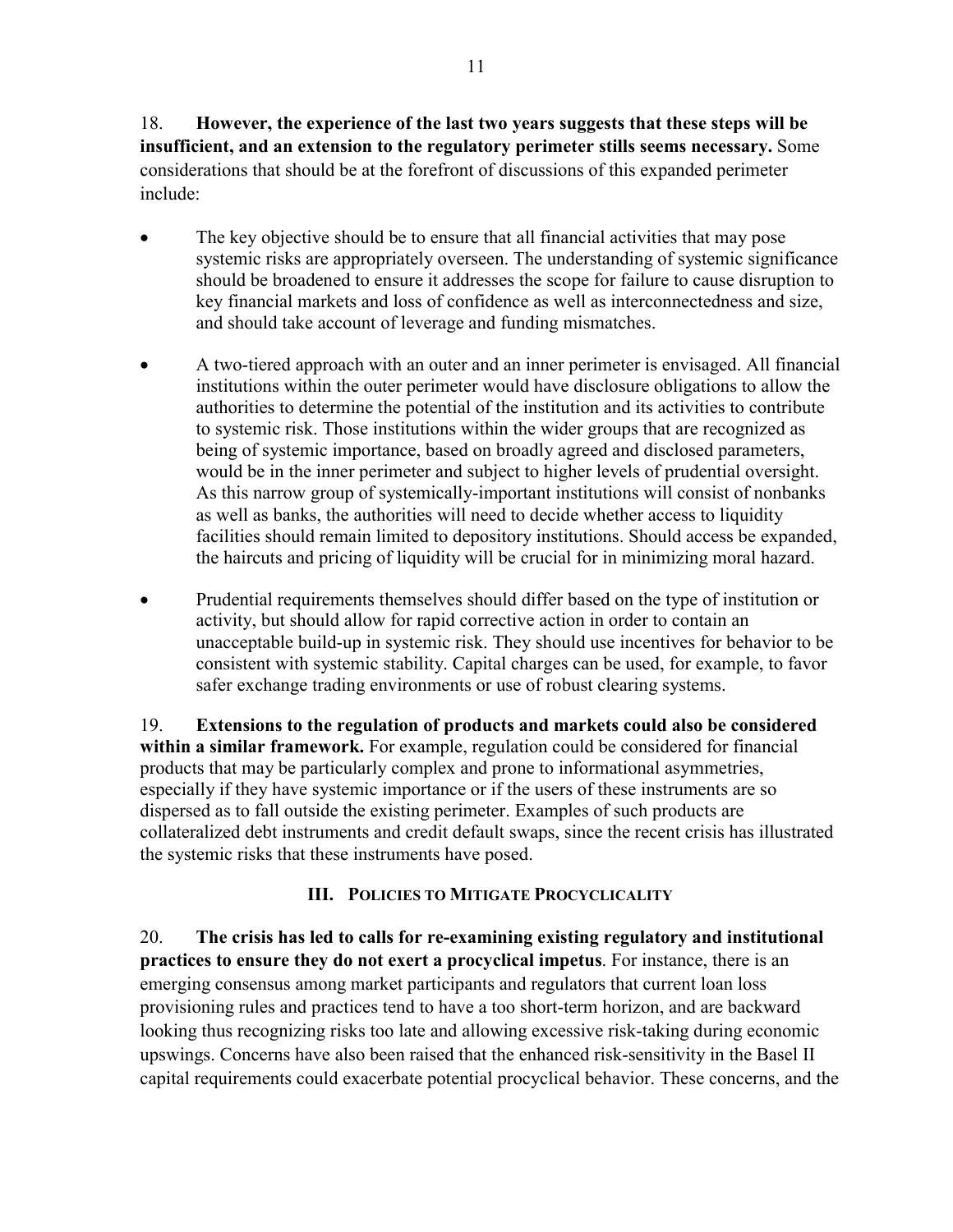18. **However, the experience of the last two years suggests that these steps will be insufficient, and an extension to the regulatory perimeter stills seems necessary.** Some considerations that should be at the forefront of discussions of this expanded perimeter include:

- The key objective should be to ensure that all financial activities that may pose systemic risks are appropriately overseen. The understanding of systemic significance should be broadened to ensure it addresses the scope for failure to cause disruption to key financial markets and loss of confidence as well as interconnectedness and size, and should take account of leverage and funding mismatches.

- A two-tiered approach with an outer and an inner perimeter is envisaged. All financial institutions within the outer perimeter would have disclosure obligations to allow the authorities to determine the potential of the institution and its activities to contribute to systemic risk. Those institutions within the wider groups that are recognized as being of systemic importance, based on broadly agreed and disclosed parameters, would be in the inner perimeter and subject to higher levels of prudential oversight. As this narrow group of systemically-important institutions will consist of nonbanks as well as banks, the authorities will need to decide whether access to liquidity facilities should remain limited to depository institutions. Should access be expanded, the haircuts and pricing of liquidity will be crucial for in minimizing moral hazard.

- Prudential requirements themselves should differ based on the type of institution or activity, but should allow for rapid corrective action in order to contain an unacceptable build-up in systemic risk. They should use incentives for behavior to be consistent with systemic stability. Capital charges can be used, for example, to favor safer exchange trading environments or use of robust clearing systems.

19. **Extensions to the regulation of products and markets could also be considered within a similar framework.** For example, regulation could be considered for financial products that may be particularly complex and prone to informational asymmetries, especially if they have systemic importance or if the users of these instruments are so dispersed as to fall outside the existing perimeter. Examples of such products are collateralized debt instruments and credit default swaps, since the recent crisis has illustrated the systemic risks that these instruments have posed.

## III. Policies to Mitigate Procyclicality

20. **The crisis has led to calls for re-examining existing regulatory and institutional practices to ensure they do not exert a procyclical impetus**. For instance, there is an emerging consensus among market participants and regulators that current loan loss provisioning rules and practices tend to have a too short-term horizon, and are backward looking thus recognizing risks too late and allowing excessive risk-taking during economic upswings. Concerns have also been raised that the enhanced risk-sensitivity in the Basel II capital requirements could exacerbate potential procyclical behavior. These concerns, and the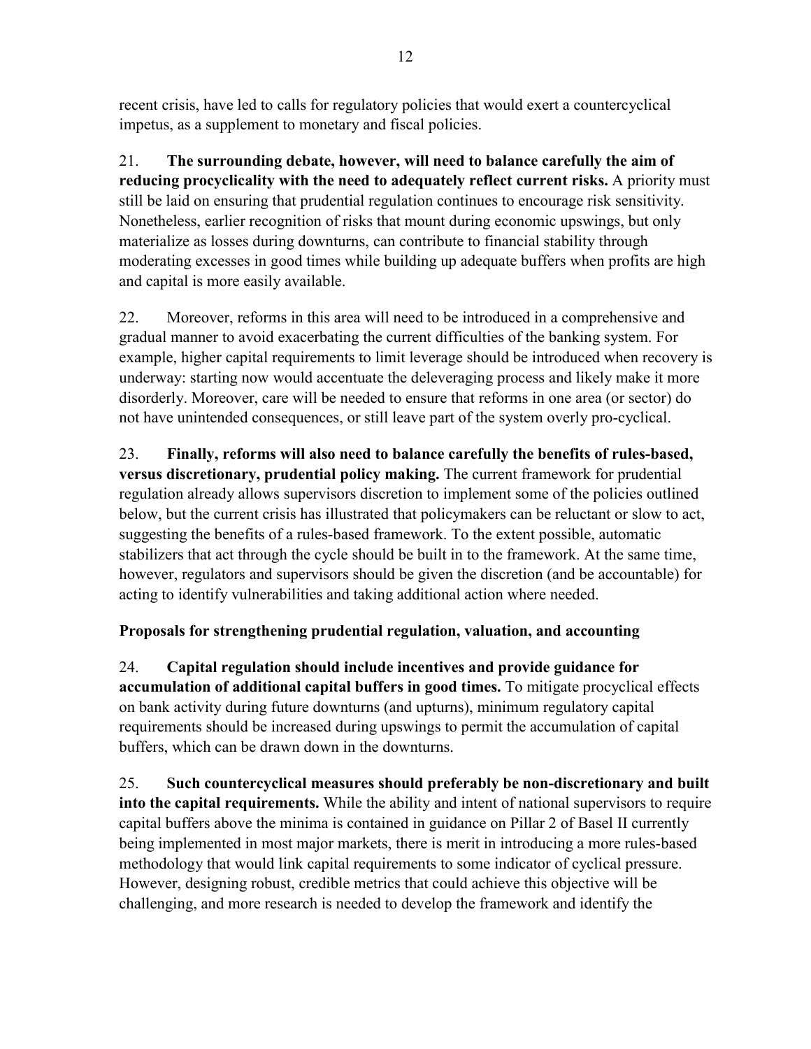recent crisis, have led to calls for regulatory policies that would exert a countercyclical impetus, as a supplement to monetary and fiscal policies.

21. **The surrounding debate, however, will need to balance carefully the aim of reducing procyclicality with the need to adequately reflect current risks.** A priority must still be laid on ensuring that prudential regulation continues to encourage risk sensitivity. Nonetheless, earlier recognition of risks that mount during economic upswings, but only materialize as losses during downturns, can contribute to financial stability through moderating excesses in good times while building up adequate buffers when profits are high and capital is more easily available.

22. Moreover, reforms in this area will need to be introduced in a comprehensive and gradual manner to avoid exacerbating the current difficulties of the banking system. For example, higher capital requirements to limit leverage should be introduced when recovery is underway: starting now would accentuate the deleveraging process and likely make it more disorderly. Moreover, care will be needed to ensure that reforms in one area (or sector) do not have unintended consequences, or still leave part of the system overly pro-cyclical.

23. **Finally, reforms will also need to balance carefully the benefits of rules-based, versus discretionary, prudential policy making.** The current framework for prudential regulation already allows supervisors discretion to implement some of the policies outlined below, but the current crisis has illustrated that policymakers can be reluctant or slow to act, suggesting the benefits of a rules-based framework. To the extent possible, automatic stabilizers that act through the cycle should be built in to the framework. At the same time, however, regulators and supervisors should be given the discretion (and be accountable) for acting to identify vulnerabilities and taking additional action where needed.

**Proposals for strengthening prudential regulation, valuation, and accounting**

24. **Capital regulation should include incentives and provide guidance for accumulation of additional capital buffers in good times.** To mitigate procyclical effects on bank activity during future downturns (and upturns), minimum regulatory capital requirements should be increased during upswings to permit the accumulation of capital buffers, which can be drawn down in the downturns.

25. **Such countercyclical measures should preferably be non-discretionary and built into the capital requirements.** While the ability and intent of national supervisors to require capital buffers above the minima is contained in guidance on Pillar 2 of Basel II currently being implemented in most major markets, there is merit in introducing a more rules-based methodology that would link capital requirements to some indicator of cyclical pressure. However, designing robust, credible metrics that could achieve this objective will be challenging, and more research is needed to develop the framework and identify the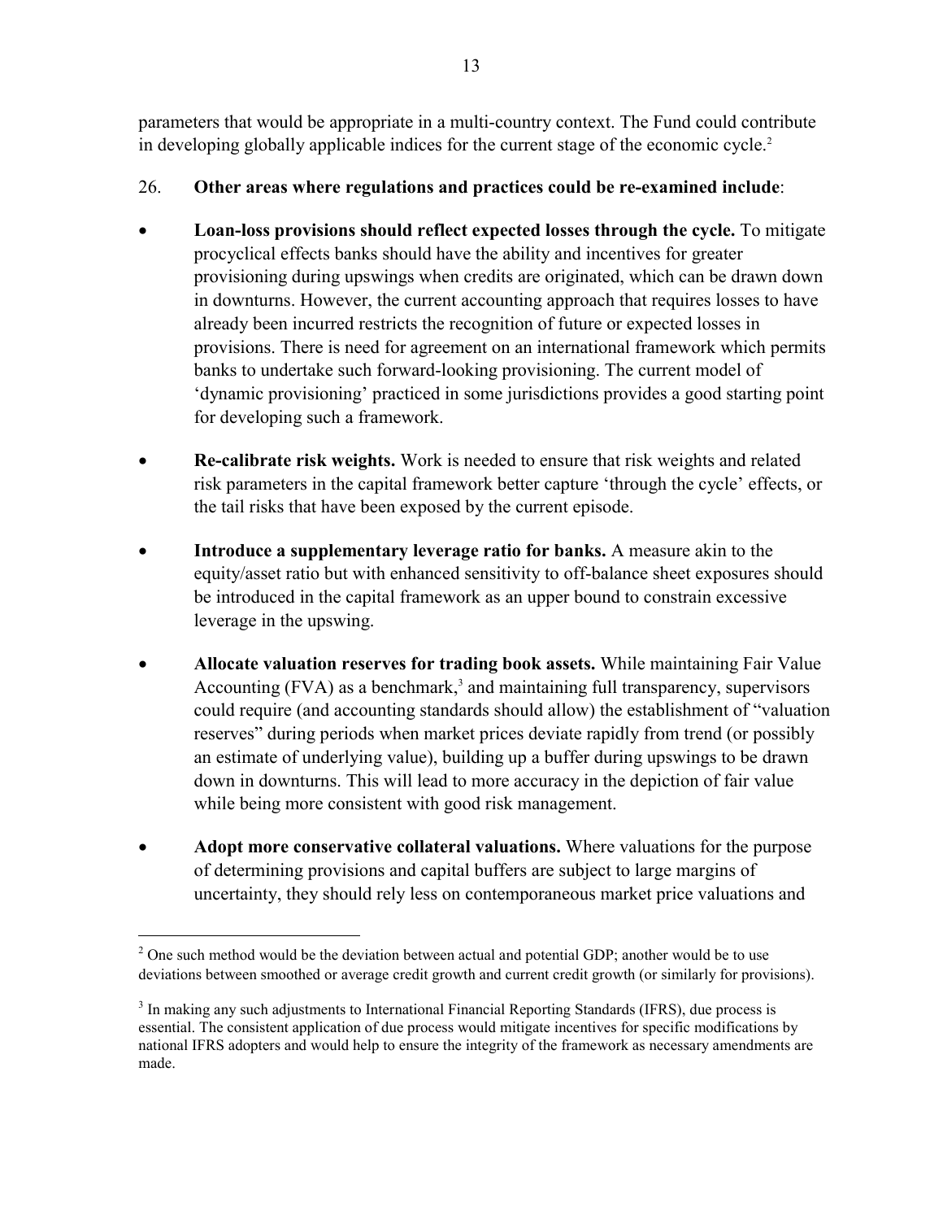parameters that would be appropriate in a multi-country context. The Fund could contribute in developing globally applicable indices for the current stage of the economic cycle.[2]

26. **Other areas where regulations and practices could be re-examined include**:

- **Loan-loss provisions should reflect expected losses through the cycle.** To mitigate procyclical effects banks should have the ability and incentives for greater provisioning during upswings when credits are originated, which can be drawn down in downturns. However, the current accounting approach that requires losses to have already been incurred restricts the recognition of future or expected losses in provisions. There is need for agreement on an international framework which permits banks to undertake such forward-looking provisioning. The current model of 'dynamic provisioning' practiced in some jurisdictions provides a good starting point for developing such a framework.

- **Re-calibrate risk weights.** Work is needed to ensure that risk weights and related risk parameters in the capital framework better capture 'through the cycle' effects, or the tail risks that have been exposed by the current episode.

- **Introduce a supplementary leverage ratio for banks.** A measure akin to the equity/asset ratio but with enhanced sensitivity to off-balance sheet exposures should be introduced in the capital framework as an upper bound to constrain excessive leverage in the upswing.

- **Allocate valuation reserves for trading book assets.** While maintaining Fair Value Accounting (FVA) as a benchmark,[3] and maintaining full transparency, supervisors could require (and accounting standards should allow) the establishment of "valuation reserves" during periods when market prices deviate rapidly from trend (or possibly an estimate of underlying value), building up a buffer during upswings to be drawn down in downturns. This will lead to more accuracy in the depiction of fair value while being more consistent with good risk management.

- **Adopt more conservative collateral valuations.** Where valuations for the purpose of determining provisions and capital buffers are subject to large margins of uncertainty, they should rely less on contemporaneous market price valuations and

---

[2] One such method would be the deviation between actual and potential GDP; another would be to use deviations between smoothed or average credit growth and current credit growth (or similarly for provisions).

[3] In making any such adjustments to International Financial Reporting Standards (IFRS), due process is essential. The consistent application of due process would mitigate incentives for specific modifications by national IFRS adopters and would help to ensure the integrity of the framework as necessary amendments are made.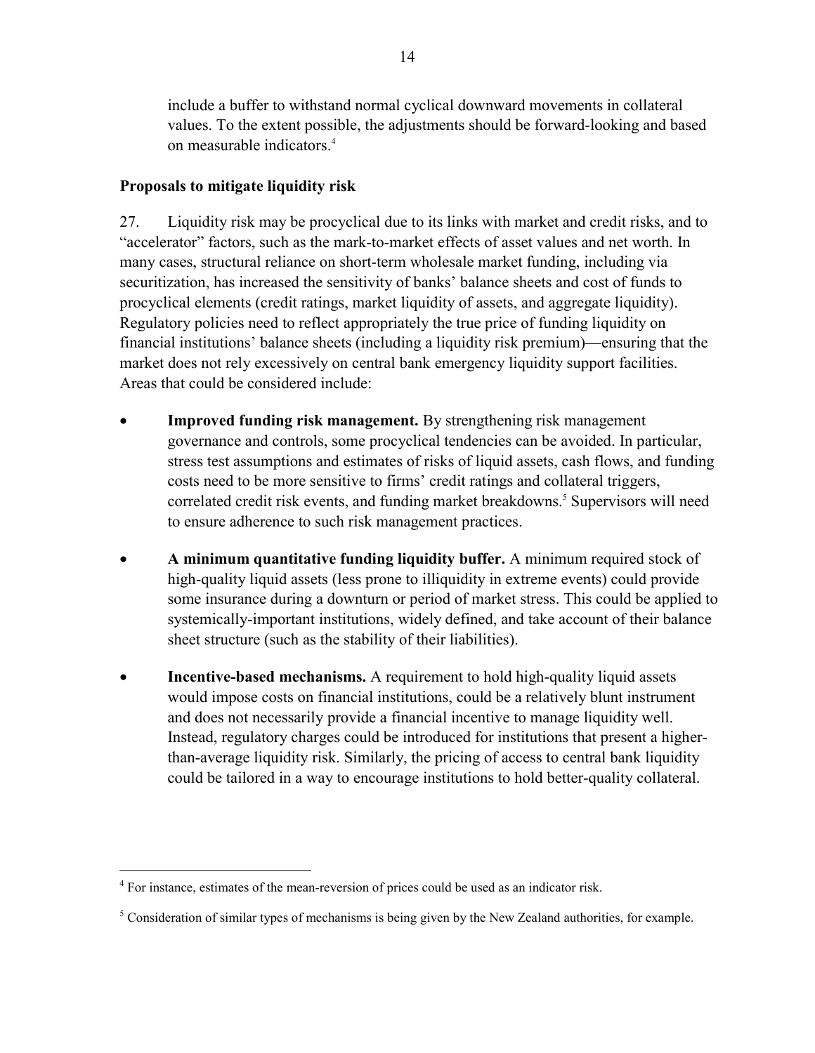include a buffer to withstand normal cyclical downward movements in collateral values. To the extent possible, the adjustments should be forward-looking and based on measurable indicators.[4]

### Proposals to mitigate liquidity risk

27. Liquidity risk may be procyclical due to its links with market and credit risks, and to "accelerator" factors, such as the mark-to-market effects of asset values and net worth. In many cases, structural reliance on short-term wholesale market funding, including via securitization, has increased the sensitivity of banks' balance sheets and cost of funds to procyclical elements (credit ratings, market liquidity of assets, and aggregate liquidity). Regulatory policies need to reflect appropriately the true price of funding liquidity on financial institutions' balance sheets (including a liquidity risk premium)—ensuring that the market does not rely excessively on central bank emergency liquidity support facilities. Areas that could be considered include:

- **Improved funding risk management.** By strengthening risk management governance and controls, some procyclical tendencies can be avoided. In particular, stress test assumptions and estimates of risks of liquid assets, cash flows, and funding costs need to be more sensitive to firms' credit ratings and collateral triggers, correlated credit risk events, and funding market breakdowns.[5] Supervisors will need to ensure adherence to such risk management practices.

- **A minimum quantitative funding liquidity buffer.** A minimum required stock of high-quality liquid assets (less prone to illiquidity in extreme events) could provide some insurance during a downturn or period of market stress. This could be applied to systemically-important institutions, widely defined, and take account of their balance sheet structure (such as the stability of their liabilities).

- **Incentive-based mechanisms.** A requirement to hold high-quality liquid assets would impose costs on financial institutions, could be a relatively blunt instrument and does not necessarily provide a financial incentive to manage liquidity well. Instead, regulatory charges could be introduced for institutions that present a higher-than-average liquidity risk. Similarly, the pricing of access to central bank liquidity could be tailored in a way to encourage institutions to hold better-quality collateral.

---

[4] For instance, estimates of the mean-reversion of prices could be used as an indicator risk.

[5] Consideration of similar types of mechanisms is being given by the New Zealand authorities, for example.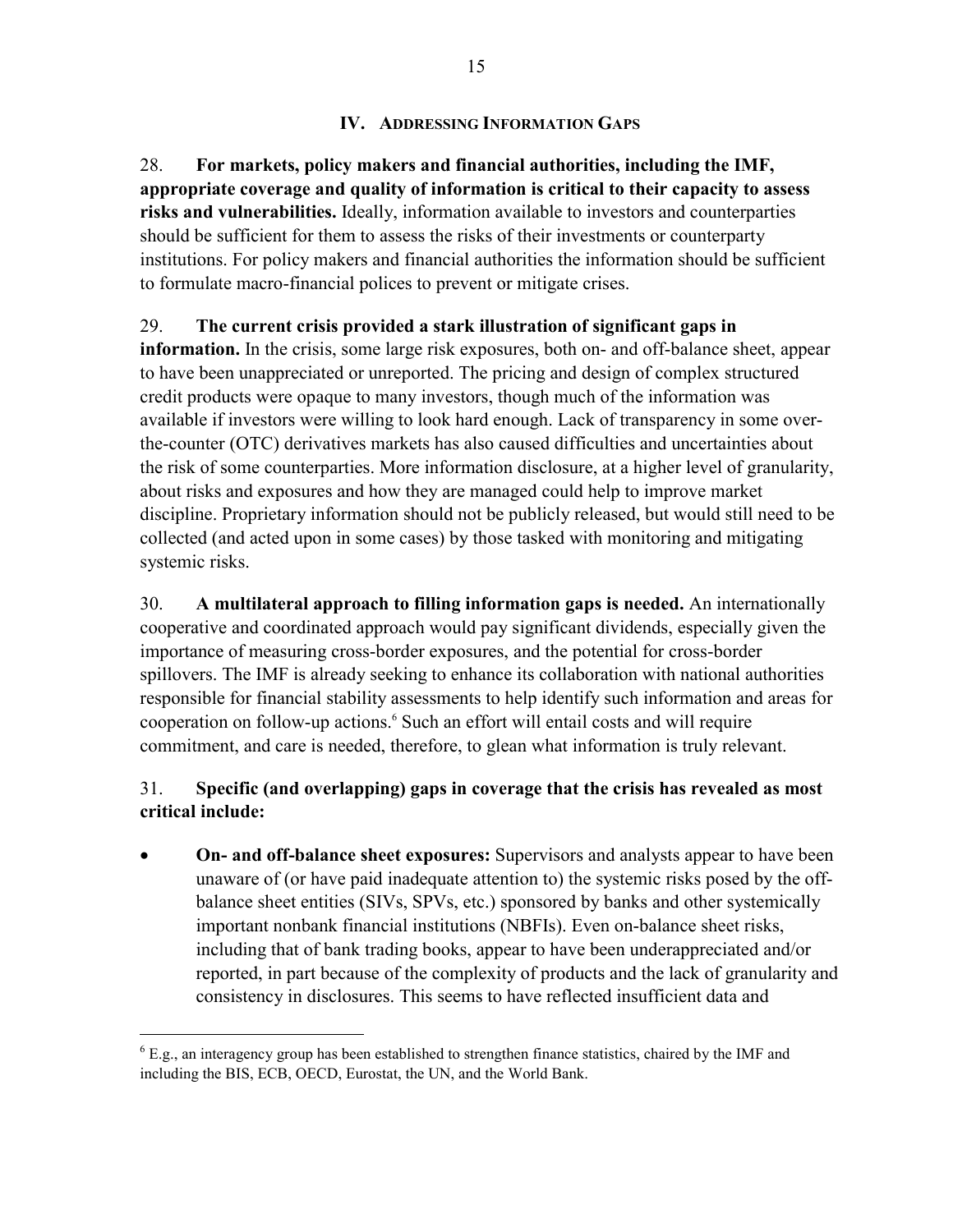## IV. Addressing Information Gaps

28. **For markets, policy makers and financial authorities, including the IMF, appropriate coverage and quality of information is critical to their capacity to assess risks and vulnerabilities.** Ideally, information available to investors and counterparties should be sufficient for them to assess the risks of their investments or counterparty institutions. For policy makers and financial authorities the information should be sufficient to formulate macro-financial polices to prevent or mitigate crises.

29. **The current crisis provided a stark illustration of significant gaps in information.** In the crisis, some large risk exposures, both on- and off-balance sheet, appear to have been unappreciated or unreported. The pricing and design of complex structured credit products were opaque to many investors, though much of the information was available if investors were willing to look hard enough. Lack of transparency in some over-the-counter (OTC) derivatives markets has also caused difficulties and uncertainties about the risk of some counterparties. More information disclosure, at a higher level of granularity, about risks and exposures and how they are managed could help to improve market discipline. Proprietary information should not be publicly released, but would still need to be collected (and acted upon in some cases) by those tasked with monitoring and mitigating systemic risks.

30. **A multilateral approach to filling information gaps is needed.** An internationally cooperative and coordinated approach would pay significant dividends, especially given the importance of measuring cross-border exposures, and the potential for cross-border spillovers. The IMF is already seeking to enhance its collaboration with national authorities responsible for financial stability assessments to help identify such information and areas for cooperation on follow-up actions.[6] Such an effort will entail costs and will require commitment, and care is needed, therefore, to glean what information is truly relevant.

31. **Specific (and overlapping) gaps in coverage that the crisis has revealed as most critical include:**

- **On- and off-balance sheet exposures:** Supervisors and analysts appear to have been unaware of (or have paid inadequate attention to) the systemic risks posed by the off-balance sheet entities (SIVs, SPVs, etc.) sponsored by banks and other systemically important nonbank financial institutions (NBFIs). Even on-balance sheet risks, including that of bank trading books, appear to have been underappreciated and/or reported, in part because of the complexity of products and the lack of granularity and consistency in disclosures. This seems to have reflected insufficient data and

---

[6] E.g., an interagency group has been established to strengthen finance statistics, chaired by the IMF and including the BIS, ECB, OECD, Eurostat, the UN, and the World Bank.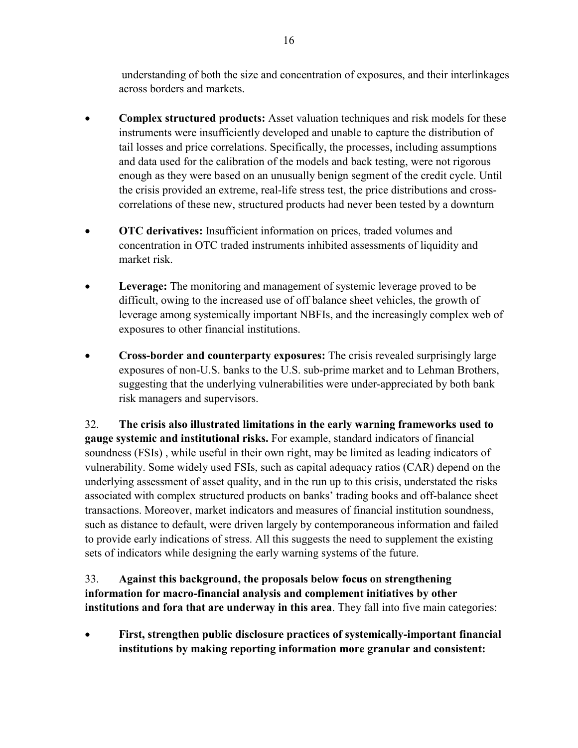understanding of both the size and concentration of exposures, and their interlinkages across borders and markets.

- **Complex structured products:** Asset valuation techniques and risk models for these instruments were insufficiently developed and unable to capture the distribution of tail losses and price correlations. Specifically, the processes, including assumptions and data used for the calibration of the models and back testing, were not rigorous enough as they were based on an unusually benign segment of the credit cycle. Until the crisis provided an extreme, real-life stress test, the price distributions and cross-correlations of these new, structured products had never been tested by a downturn

- **OTC derivatives:** Insufficient information on prices, traded volumes and concentration in OTC traded instruments inhibited assessments of liquidity and market risk.

- **Leverage:** The monitoring and management of systemic leverage proved to be difficult, owing to the increased use of off balance sheet vehicles, the growth of leverage among systemically important NBFIs, and the increasingly complex web of exposures to other financial institutions.

- **Cross-border and counterparty exposures:** The crisis revealed surprisingly large exposures of non-U.S. banks to the U.S. sub-prime market and to Lehman Brothers, suggesting that the underlying vulnerabilities were under-appreciated by both bank risk managers and supervisors.

32. **The crisis also illustrated limitations in the early warning frameworks used to gauge systemic and institutional risks.** For example, standard indicators of financial soundness (FSIs) , while useful in their own right, may be limited as leading indicators of vulnerability. Some widely used FSIs, such as capital adequacy ratios (CAR) depend on the underlying assessment of asset quality, and in the run up to this crisis, understated the risks associated with complex structured products on banks' trading books and off-balance sheet transactions. Moreover, market indicators and measures of financial institution soundness, such as distance to default, were driven largely by contemporaneous information and failed to provide early indications of stress. All this suggests the need to supplement the existing sets of indicators while designing the early warning systems of the future.

33. **Against this background, the proposals below focus on strengthening information for macro-financial analysis and complement initiatives by other institutions and fora that are underway in this area**. They fall into five main categories:

- **First, strengthen public disclosure practices of systemically-important financial institutions by making reporting information more granular and consistent:**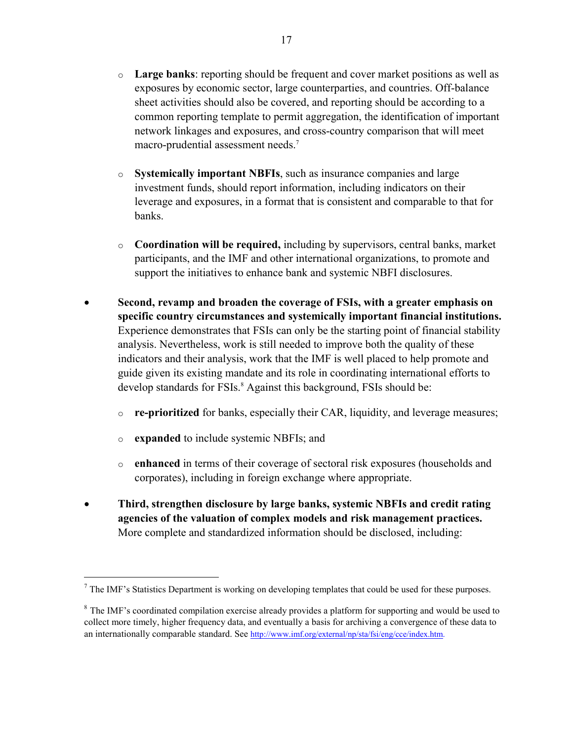- **Large banks**: reporting should be frequent and cover market positions as well as exposures by economic sector, large counterparties, and countries. Off-balance sheet activities should also be covered, and reporting should be according to a common reporting template to permit aggregation, the identification of important network linkages and exposures, and cross-country comparison that will meet macro-prudential assessment needs.[7]

   - **Systemically important NBFIs**, such as insurance companies and large investment funds, should report information, including indicators on their leverage and exposures, in a format that is consistent and comparable to that for banks.

   - **Coordination will be required,** including by supervisors, central banks, market participants, and the IMF and other international organizations, to promote and support the initiatives to enhance bank and systemic NBFI disclosures.

- **Second, revamp and broaden the coverage of FSIs, with a greater emphasis on specific country circumstances and systemically important financial institutions.** Experience demonstrates that FSIs can only be the starting point of financial stability analysis. Nevertheless, work is still needed to improve both the quality of these indicators and their analysis, work that the IMF is well placed to help promote and guide given its existing mandate and its role in coordinating international efforts to develop standards for FSIs.[8] Against this background, FSIs should be:

   - **re-prioritized** for banks, especially their CAR, liquidity, and leverage measures;

   - **expanded** to include systemic NBFIs; and

   - **enhanced** in terms of their coverage of sectoral risk exposures (households and corporates), including in foreign exchange where appropriate.

- **Third, strengthen disclosure by large banks, systemic NBFIs and credit rating agencies of the valuation of complex models and risk management practices.** More complete and standardized information should be disclosed, including:

---

[7] The IMF's Statistics Department is working on developing templates that could be used for these purposes.

[8] The IMF's coordinated compilation exercise already provides a platform for supporting and would be used to collect more timely, higher frequency data, and eventually a basis for archiving a convergence of these data to an internationally comparable standard. See http://www.imf.org/external/np/sta/fsi/eng/cce/index.htm.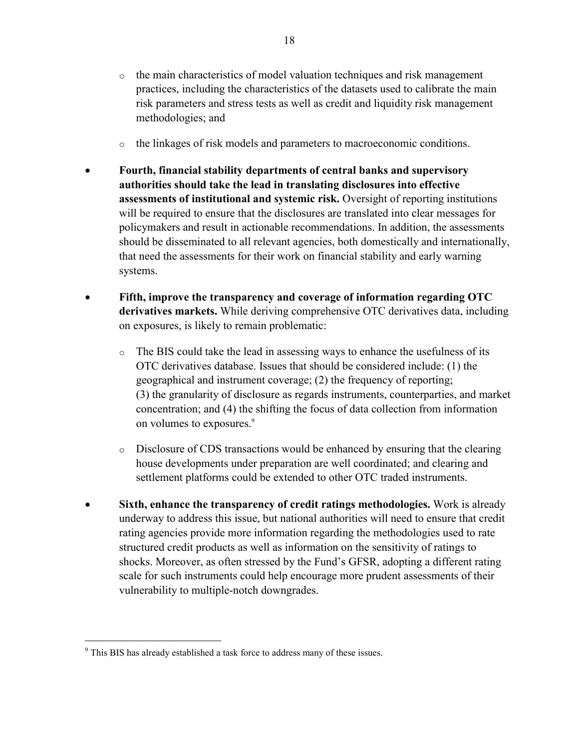- the main characteristics of model valuation techniques and risk management practices, including the characteristics of the datasets used to calibrate the main risk parameters and stress tests as well as credit and liquidity risk management methodologies; and
- the linkages of risk models and parameters to macroeconomic conditions.

- **Fourth, financial stability departments of central banks and supervisory authorities should take the lead in translating disclosures into effective assessments of institutional and systemic risk.** Oversight of reporting institutions will be required to ensure that the disclosures are translated into clear messages for policymakers and result in actionable recommendations. In addition, the assessments should be disseminated to all relevant agencies, both domestically and internationally, that need the assessments for their work on financial stability and early warning systems.

- **Fifth, improve the transparency and coverage of information regarding OTC derivatives markets.** While deriving comprehensive OTC derivatives data, including on exposures, is likely to remain problematic:

  - The BIS could take the lead in assessing ways to enhance the usefulness of its OTC derivatives database. Issues that should be considered include: (1) the geographical and instrument coverage; (2) the frequency of reporting; (3) the granularity of disclosure as regards instruments, counterparties, and market concentration; and (4) the shifting the focus of data collection from information on volumes to exposures.[9]

  - Disclosure of CDS transactions would be enhanced by ensuring that the clearing house developments under preparation are well coordinated; and clearing and settlement platforms could be extended to other OTC traded instruments.

- **Sixth, enhance the transparency of credit ratings methodologies.** Work is already underway to address this issue, but national authorities will need to ensure that credit rating agencies provide more information regarding the methodologies used to rate structured credit products as well as information on the sensitivity of ratings to shocks. Moreover, as often stressed by the Fund's GFSR, adopting a different rating scale for such instruments could help encourage more prudent assessments of their vulnerability to multiple-notch downgrades.

---

[9] This BIS has already established a task force to address many of these issues.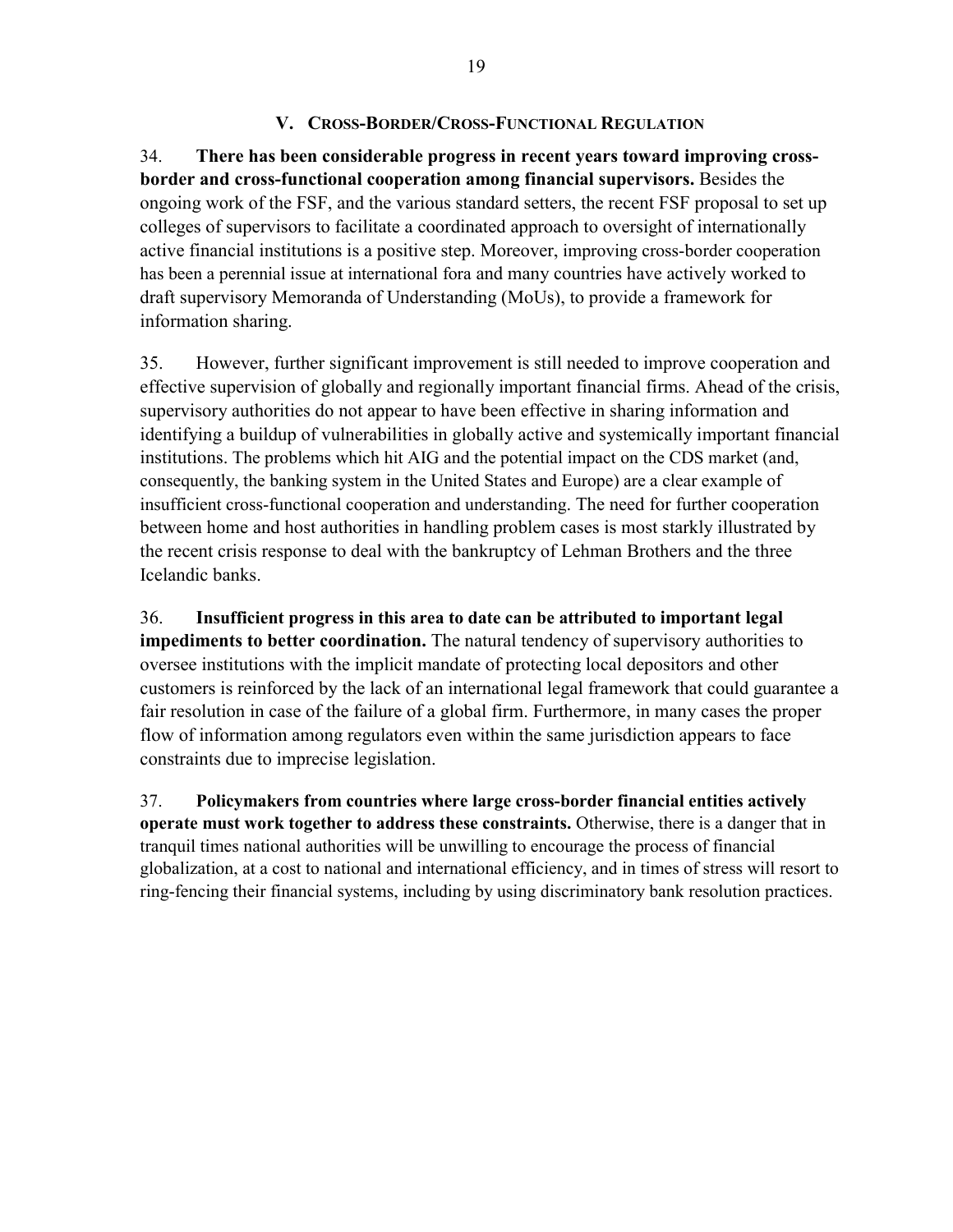## V. Cross-Border/Cross-Functional Regulation

34. **There has been considerable progress in recent years toward improving cross-border and cross-functional cooperation among financial supervisors.** Besides the ongoing work of the FSF, and the various standard setters, the recent FSF proposal to set up colleges of supervisors to facilitate a coordinated approach to oversight of internationally active financial institutions is a positive step. Moreover, improving cross-border cooperation has been a perennial issue at international fora and many countries have actively worked to draft supervisory Memoranda of Understanding (MoUs), to provide a framework for information sharing.

35. However, further significant improvement is still needed to improve cooperation and effective supervision of globally and regionally important financial firms. Ahead of the crisis, supervisory authorities do not appear to have been effective in sharing information and identifying a buildup of vulnerabilities in globally active and systemically important financial institutions. The problems which hit AIG and the potential impact on the CDS market (and, consequently, the banking system in the United States and Europe) are a clear example of insufficient cross-functional cooperation and understanding. The need for further cooperation between home and host authorities in handling problem cases is most starkly illustrated by the recent crisis response to deal with the bankruptcy of Lehman Brothers and the three Icelandic banks.

36. **Insufficient progress in this area to date can be attributed to important legal impediments to better coordination.** The natural tendency of supervisory authorities to oversee institutions with the implicit mandate of protecting local depositors and other customers is reinforced by the lack of an international legal framework that could guarantee a fair resolution in case of the failure of a global firm. Furthermore, in many cases the proper flow of information among regulators even within the same jurisdiction appears to face constraints due to imprecise legislation.

37. **Policymakers from countries where large cross-border financial entities actively operate must work together to address these constraints.** Otherwise, there is a danger that in tranquil times national authorities will be unwilling to encourage the process of financial globalization, at a cost to national and international efficiency, and in times of stress will resort to ring-fencing their financial systems, including by using discriminatory bank resolution practices.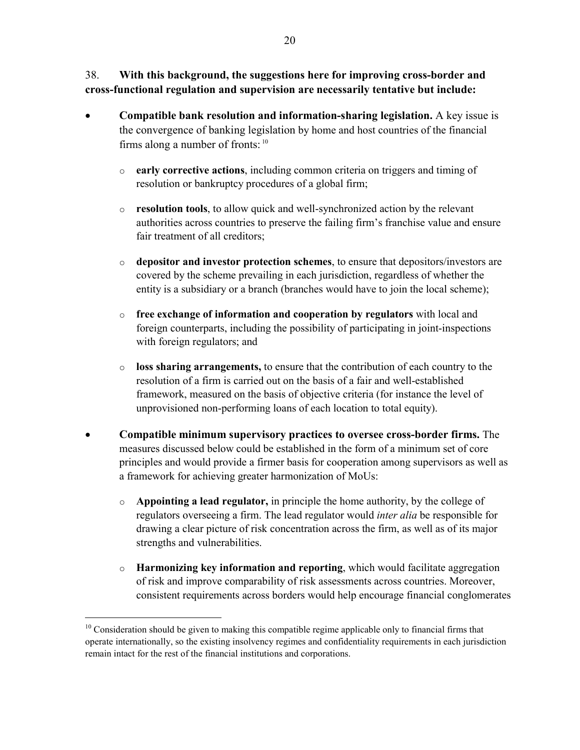38. **With this background, the suggestions here for improving cross-border and cross-functional regulation and supervision are necessarily tentative but include:**

- **Compatible bank resolution and information-sharing legislation.** A key issue is the convergence of banking legislation by home and host countries of the financial firms along a number of fronts: [10]

  - **early corrective actions**, including common criteria on triggers and timing of resolution or bankruptcy procedures of a global firm;

  - **resolution tools**, to allow quick and well-synchronized action by the relevant authorities across countries to preserve the failing firm's franchise value and ensure fair treatment of all creditors;

  - **depositor and investor protection schemes**, to ensure that depositors/investors are covered by the scheme prevailing in each jurisdiction, regardless of whether the entity is a subsidiary or a branch (branches would have to join the local scheme);

  - **free exchange of information and cooperation by regulators** with local and foreign counterparts, including the possibility of participating in joint-inspections with foreign regulators; and

  - **loss sharing arrangements,** to ensure that the contribution of each country to the resolution of a firm is carried out on the basis of a fair and well-established framework, measured on the basis of objective criteria (for instance the level of unprovisioned non-performing loans of each location to total equity).

- **Compatible minimum supervisory practices to oversee cross-border firms.** The measures discussed below could be established in the form of a minimum set of core principles and would provide a firmer basis for cooperation among supervisors as well as a framework for achieving greater harmonization of MoUs:

  - **Appointing a lead regulator,** in principle the home authority, by the college of regulators overseeing a firm. The lead regulator would *inter alia* be responsible for drawing a clear picture of risk concentration across the firm, as well as of its major strengths and vulnerabilities.

  - **Harmonizing key information and reporting**, which would facilitate aggregation of risk and improve comparability of risk assessments across countries. Moreover, consistent requirements across borders would help encourage financial conglomerates

[10] Consideration should be given to making this compatible regime applicable only to financial firms that operate internationally, so the existing insolvency regimes and confidentiality requirements in each jurisdiction remain intact for the rest of the financial institutions and corporations.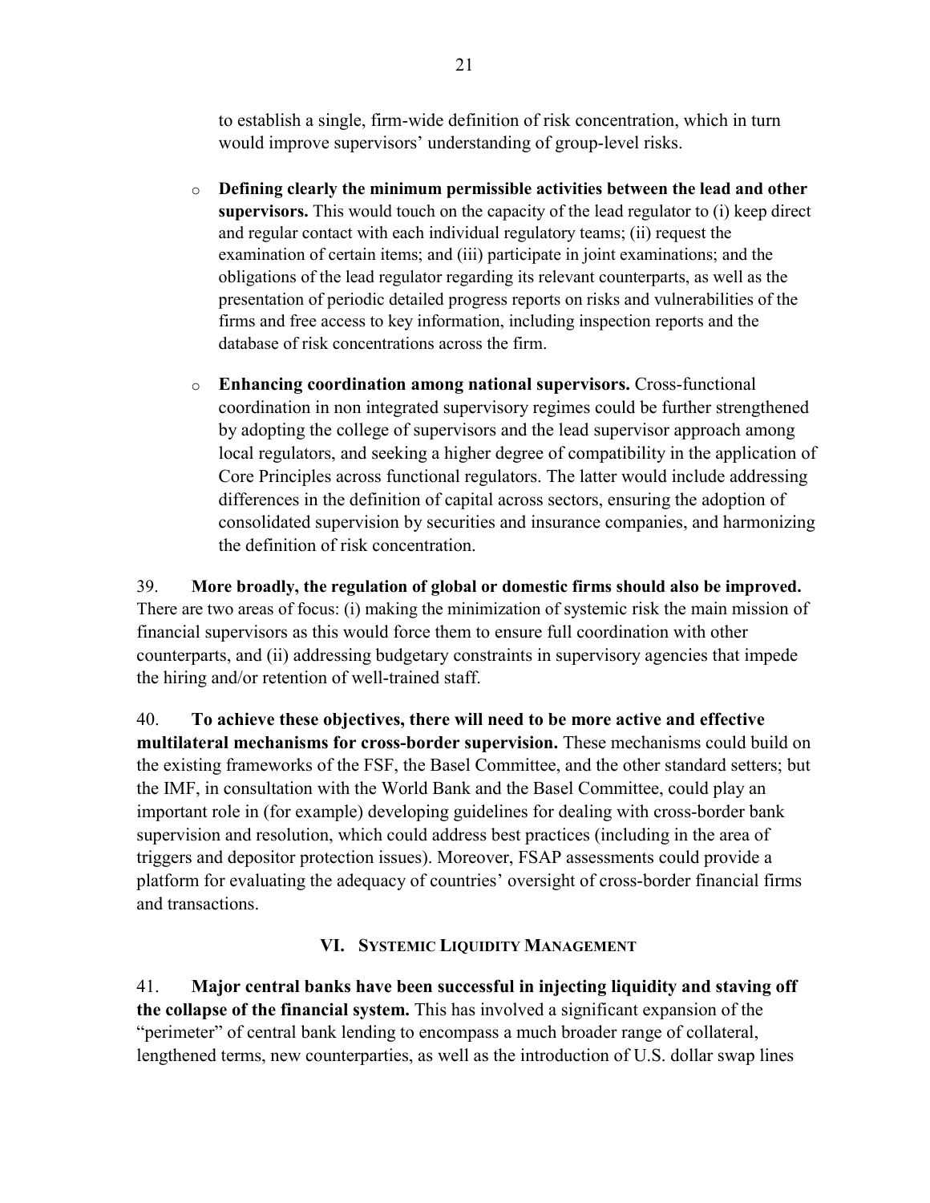to establish a single, firm-wide definition of risk concentration, which in turn would improve supervisors' understanding of group-level risks.

- **Defining clearly the minimum permissible activities between the lead and other supervisors.** This would touch on the capacity of the lead regulator to (i) keep direct and regular contact with each individual regulatory teams; (ii) request the examination of certain items; and (iii) participate in joint examinations; and the obligations of the lead regulator regarding its relevant counterparts, as well as the presentation of periodic detailed progress reports on risks and vulnerabilities of the firms and free access to key information, including inspection reports and the database of risk concentrations across the firm.

- **Enhancing coordination among national supervisors.** Cross-functional coordination in non integrated supervisory regimes could be further strengthened by adopting the college of supervisors and the lead supervisor approach among local regulators, and seeking a higher degree of compatibility in the application of Core Principles across functional regulators. The latter would include addressing differences in the definition of capital across sectors, ensuring the adoption of consolidated supervision by securities and insurance companies, and harmonizing the definition of risk concentration.

39. **More broadly, the regulation of global or domestic firms should also be improved.** There are two areas of focus: (i) making the minimization of systemic risk the main mission of financial supervisors as this would force them to ensure full coordination with other counterparts, and (ii) addressing budgetary constraints in supervisory agencies that impede the hiring and/or retention of well-trained staff.

40. **To achieve these objectives, there will need to be more active and effective multilateral mechanisms for cross-border supervision.** These mechanisms could build on the existing frameworks of the FSF, the Basel Committee, and the other standard setters; but the IMF, in consultation with the World Bank and the Basel Committee, could play an important role in (for example) developing guidelines for dealing with cross-border bank supervision and resolution, which could address best practices (including in the area of triggers and depositor protection issues). Moreover, FSAP assessments could provide a platform for evaluating the adequacy of countries' oversight of cross-border financial firms and transactions.

## VI. Systemic Liquidity Management

41. **Major central banks have been successful in injecting liquidity and staving off the collapse of the financial system.** This has involved a significant expansion of the "perimeter" of central bank lending to encompass a much broader range of collateral, lengthened terms, new counterparties, as well as the introduction of U.S. dollar swap lines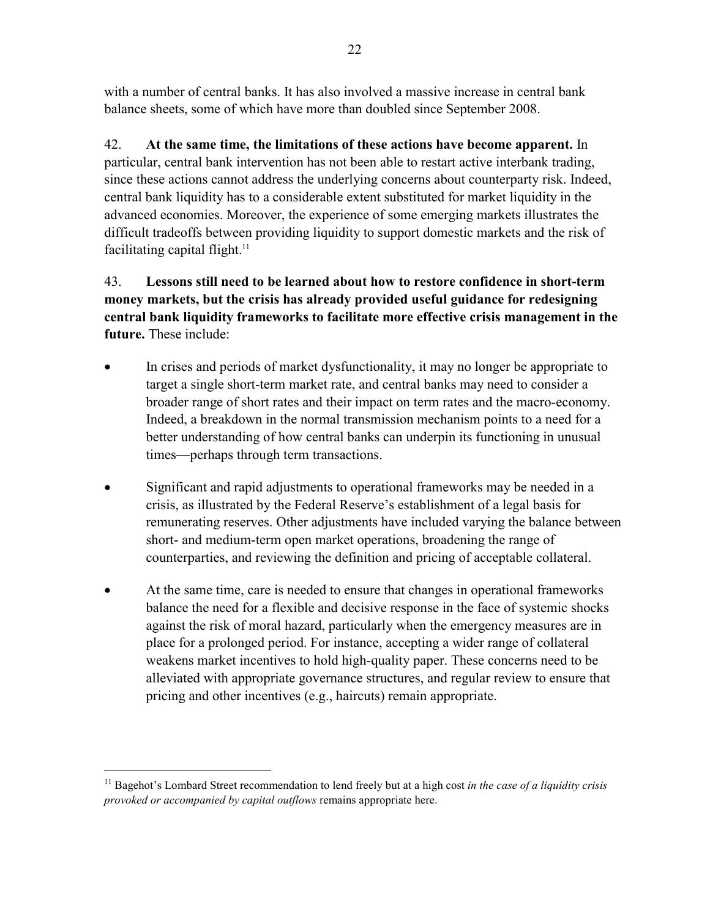with a number of central banks. It has also involved a massive increase in central bank balance sheets, some of which have more than doubled since September 2008.

42. **At the same time, the limitations of these actions have become apparent.** In particular, central bank intervention has not been able to restart active interbank trading, since these actions cannot address the underlying concerns about counterparty risk. Indeed, central bank liquidity has to a considerable extent substituted for market liquidity in the advanced economies. Moreover, the experience of some emerging markets illustrates the difficult tradeoffs between providing liquidity to support domestic markets and the risk of facilitating capital flight.[11]

43. **Lessons still need to be learned about how to restore confidence in short-term money markets, but the crisis has already provided useful guidance for redesigning central bank liquidity frameworks to facilitate more effective crisis management in the future.** These include:

- In crises and periods of market dysfunctionality, it may no longer be appropriate to target a single short-term market rate, and central banks may need to consider a broader range of short rates and their impact on term rates and the macro-economy. Indeed, a breakdown in the normal transmission mechanism points to a need for a better understanding of how central banks can underpin its functioning in unusual times—perhaps through term transactions.

- Significant and rapid adjustments to operational frameworks may be needed in a crisis, as illustrated by the Federal Reserve's establishment of a legal basis for remunerating reserves. Other adjustments have included varying the balance between short- and medium-term open market operations, broadening the range of counterparties, and reviewing the definition and pricing of acceptable collateral.

- At the same time, care is needed to ensure that changes in operational frameworks balance the need for a flexible and decisive response in the face of systemic shocks against the risk of moral hazard, particularly when the emergency measures are in place for a prolonged period. For instance, accepting a wider range of collateral weakens market incentives to hold high-quality paper. These concerns need to be alleviated with appropriate governance structures, and regular review to ensure that pricing and other incentives (e.g., haircuts) remain appropriate.

---

[11] Bagehot's Lombard Street recommendation to lend freely but at a high cost *in the case of a liquidity crisis provoked or accompanied by capital outflows* remains appropriate here.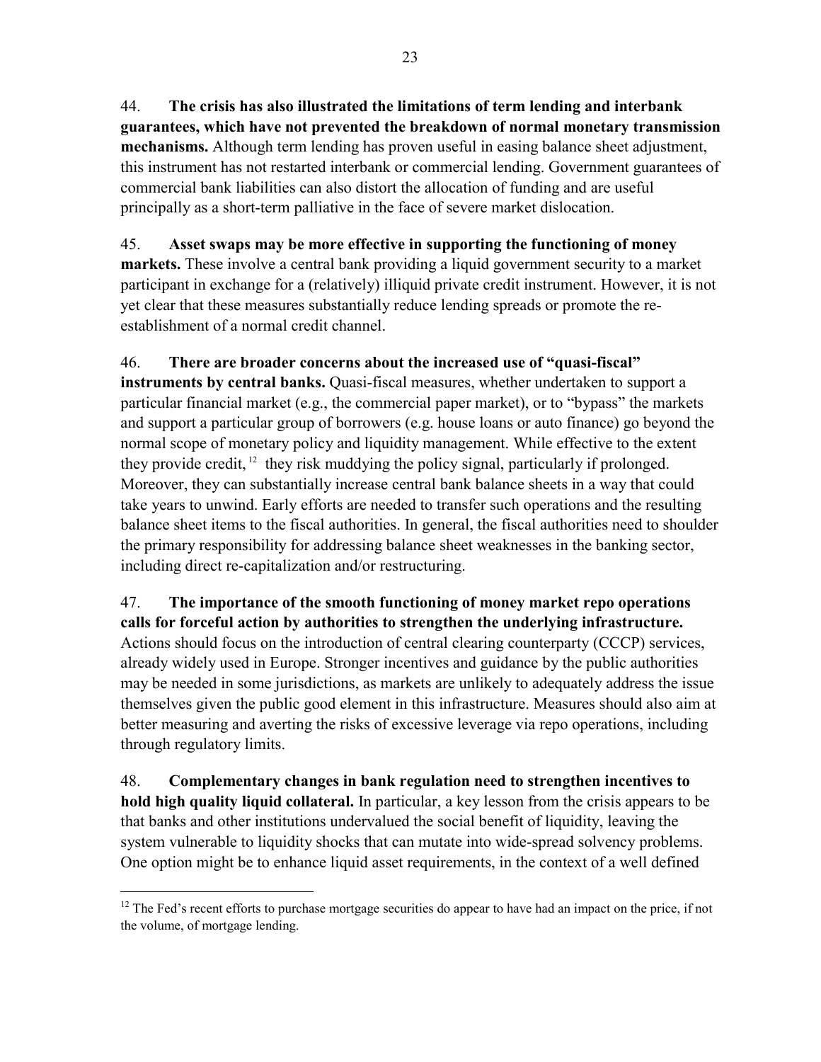44. **The crisis has also illustrated the limitations of term lending and interbank guarantees, which have not prevented the breakdown of normal monetary transmission mechanisms.** Although term lending has proven useful in easing balance sheet adjustment, this instrument has not restarted interbank or commercial lending. Government guarantees of commercial bank liabilities can also distort the allocation of funding and are useful principally as a short-term palliative in the face of severe market dislocation.

45. **Asset swaps may be more effective in supporting the functioning of money markets.** These involve a central bank providing a liquid government security to a market participant in exchange for a (relatively) illiquid private credit instrument. However, it is not yet clear that these measures substantially reduce lending spreads or promote the re-establishment of a normal credit channel.

46. **There are broader concerns about the increased use of "quasi-fiscal" instruments by central banks.** Quasi-fiscal measures, whether undertaken to support a particular financial market (e.g., the commercial paper market), or to "bypass" the markets and support a particular group of borrowers (e.g. house loans or auto finance) go beyond the normal scope of monetary policy and liquidity management. While effective to the extent they provide credit,[12] they risk muddying the policy signal, particularly if prolonged. Moreover, they can substantially increase central bank balance sheets in a way that could take years to unwind. Early efforts are needed to transfer such operations and the resulting balance sheet items to the fiscal authorities. In general, the fiscal authorities need to shoulder the primary responsibility for addressing balance sheet weaknesses in the banking sector, including direct re-capitalization and/or restructuring.

47. **The importance of the smooth functioning of money market repo operations calls for forceful action by authorities to strengthen the underlying infrastructure.** Actions should focus on the introduction of central clearing counterparty (CCCP) services, already widely used in Europe. Stronger incentives and guidance by the public authorities may be needed in some jurisdictions, as markets are unlikely to adequately address the issue themselves given the public good element in this infrastructure. Measures should also aim at better measuring and averting the risks of excessive leverage via repo operations, including through regulatory limits.

48. **Complementary changes in bank regulation need to strengthen incentives to hold high quality liquid collateral.** In particular, a key lesson from the crisis appears to be that banks and other institutions undervalued the social benefit of liquidity, leaving the system vulnerable to liquidity shocks that can mutate into wide-spread solvency problems. One option might be to enhance liquid asset requirements, in the context of a well defined

---

[12] The Fed's recent efforts to purchase mortgage securities do appear to have had an impact on the price, if not the volume, of mortgage lending.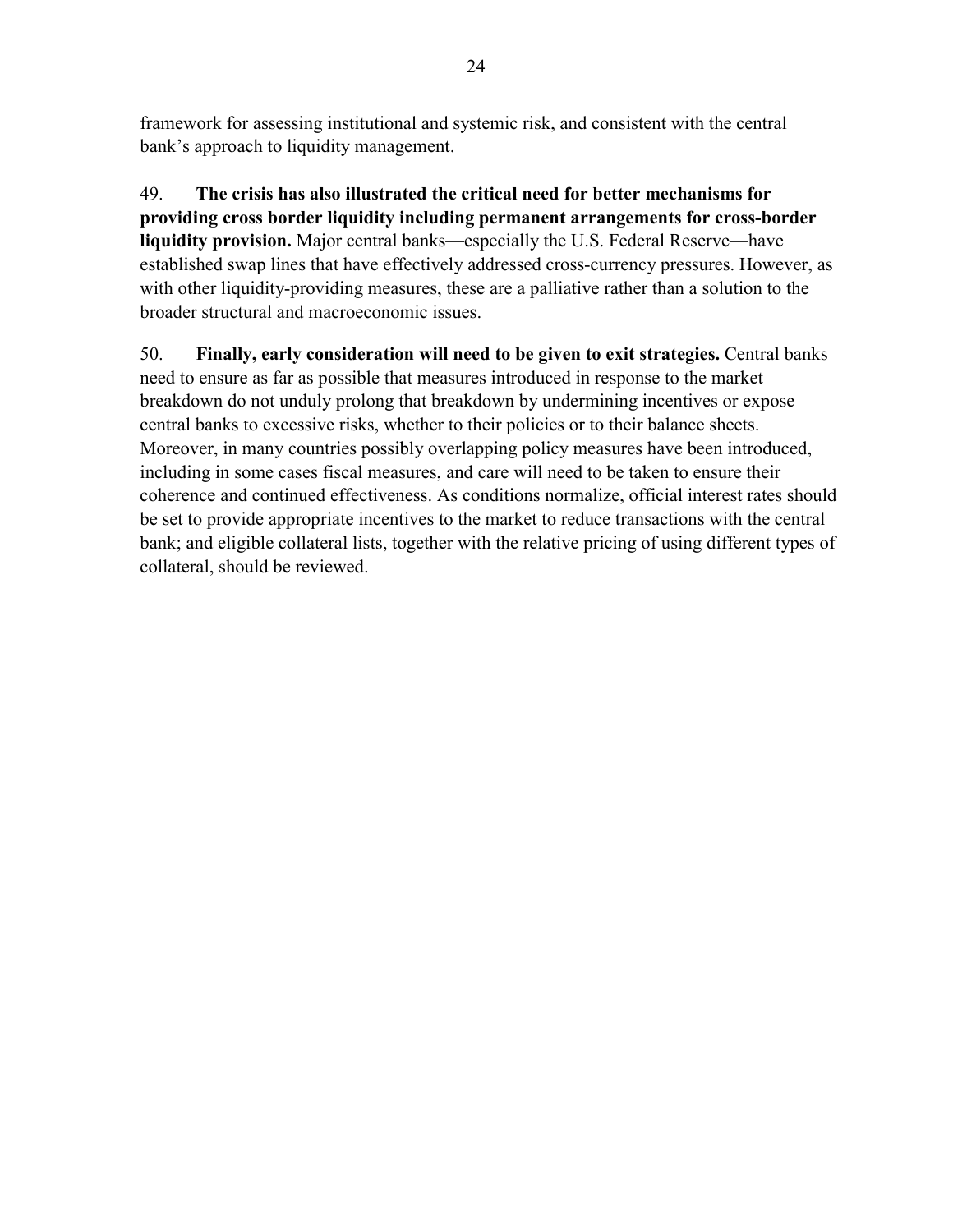framework for assessing institutional and systemic risk, and consistent with the central bank's approach to liquidity management.

49. **The crisis has also illustrated the critical need for better mechanisms for providing cross border liquidity including permanent arrangements for cross-border liquidity provision.** Major central banks—especially the U.S. Federal Reserve—have established swap lines that have effectively addressed cross-currency pressures. However, as with other liquidity-providing measures, these are a palliative rather than a solution to the broader structural and macroeconomic issues.

50. **Finally, early consideration will need to be given to exit strategies.** Central banks need to ensure as far as possible that measures introduced in response to the market breakdown do not unduly prolong that breakdown by undermining incentives or expose central banks to excessive risks, whether to their policies or to their balance sheets. Moreover, in many countries possibly overlapping policy measures have been introduced, including in some cases fiscal measures, and care will need to be taken to ensure their coherence and continued effectiveness. As conditions normalize, official interest rates should be set to provide appropriate incentives to the market to reduce transactions with the central bank; and eligible collateral lists, together with the relative pricing of using different types of collateral, should be reviewed.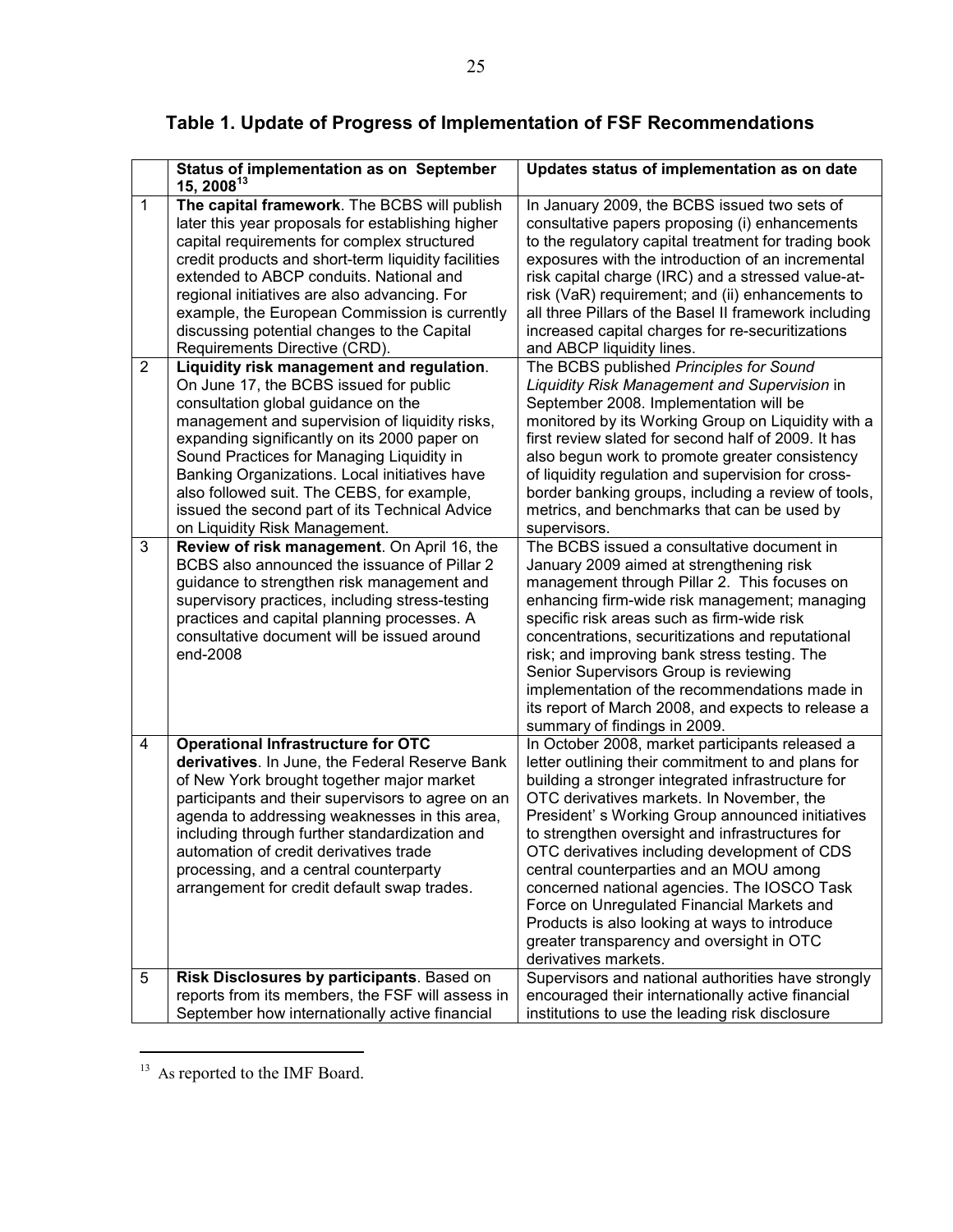# Table 1. Update of Progress of Implementation of FSF Recommendations

| | Status of implementation as on September 15, 2008[13] | Updates status of implementation as on date |
|---|---|---|
| 1 | **The capital framework**. The BCBS will publish later this year proposals for establishing higher capital requirements for complex structured credit products and short-term liquidity facilities extended to ABCP conduits. National and regional initiatives are also advancing. For example, the European Commission is currently discussing potential changes to the Capital Requirements Directive (CRD). | In January 2009, the BCBS issued two sets of consultative papers proposing (i) enhancements to the regulatory capital treatment for trading book exposures with the introduction of an incremental risk capital charge (IRC) and a stressed value-at-risk (VaR) requirement; and (ii) enhancements to all three Pillars of the Basel II framework including increased capital charges for re-securitizations and ABCP liquidity lines. |
| 2 | **Liquidity risk management and regulation**. On June 17, the BCBS issued for public consultation global guidance on the management and supervision of liquidity risks, expanding significantly on its 2000 paper on Sound Practices for Managing Liquidity in Banking Organizations. Local initiatives have also followed suit. The CEBS, for example, issued the second part of its Technical Advice on Liquidity Risk Management. | The BCBS published *Principles for Sound Liquidity Risk Management and Supervision* in September 2008. Implementation will be monitored by its Working Group on Liquidity with a first review slated for second half of 2009. It has also begun work to promote greater consistency of liquidity regulation and supervision for cross-border banking groups, including a review of tools, metrics, and benchmarks that can be used by supervisors. |
| 3 | **Review of risk management**. On April 16, the BCBS also announced the issuance of Pillar 2 guidance to strengthen risk management and supervisory practices, including stress-testing practices and capital planning processes. A consultative document will be issued around end-2008 | The BCBS issued a consultative document in January 2009 aimed at strengthening risk management through Pillar 2. This focuses on enhancing firm-wide risk management; managing specific risk areas such as firm-wide risk concentrations, securitizations and reputational risk; and improving bank stress testing. The Senior Supervisors Group is reviewing implementation of the recommendations made in its report of March 2008, and expects to release a summary of findings in 2009. |
| 4 | **Operational Infrastructure for OTC derivatives**. In June, the Federal Reserve Bank of New York brought together major market participants and their supervisors to agree on an agenda to addressing weaknesses in this area, including through further standardization and automation of credit derivatives trade processing, and a central counterparty arrangement for credit default swap trades. | In October 2008, market participants released a letter outlining their commitment to and plans for building a stronger integrated infrastructure for OTC derivatives markets. In November, the President' s Working Group announced initiatives to strengthen oversight and infrastructures for OTC derivatives including development of CDS central counterparties and an MOU among concerned national agencies. The IOSCO Task Force on Unregulated Financial Markets and Products is also looking at ways to introduce greater transparency and oversight in OTC derivatives markets. |
| 5 | **Risk Disclosures by participants**. Based on reports from its members, the FSF will assess in September how internationally active financial | Supervisors and national authorities have strongly encouraged their internationally active financial institutions to use the leading risk disclosure |

[13] As reported to the IMF Board.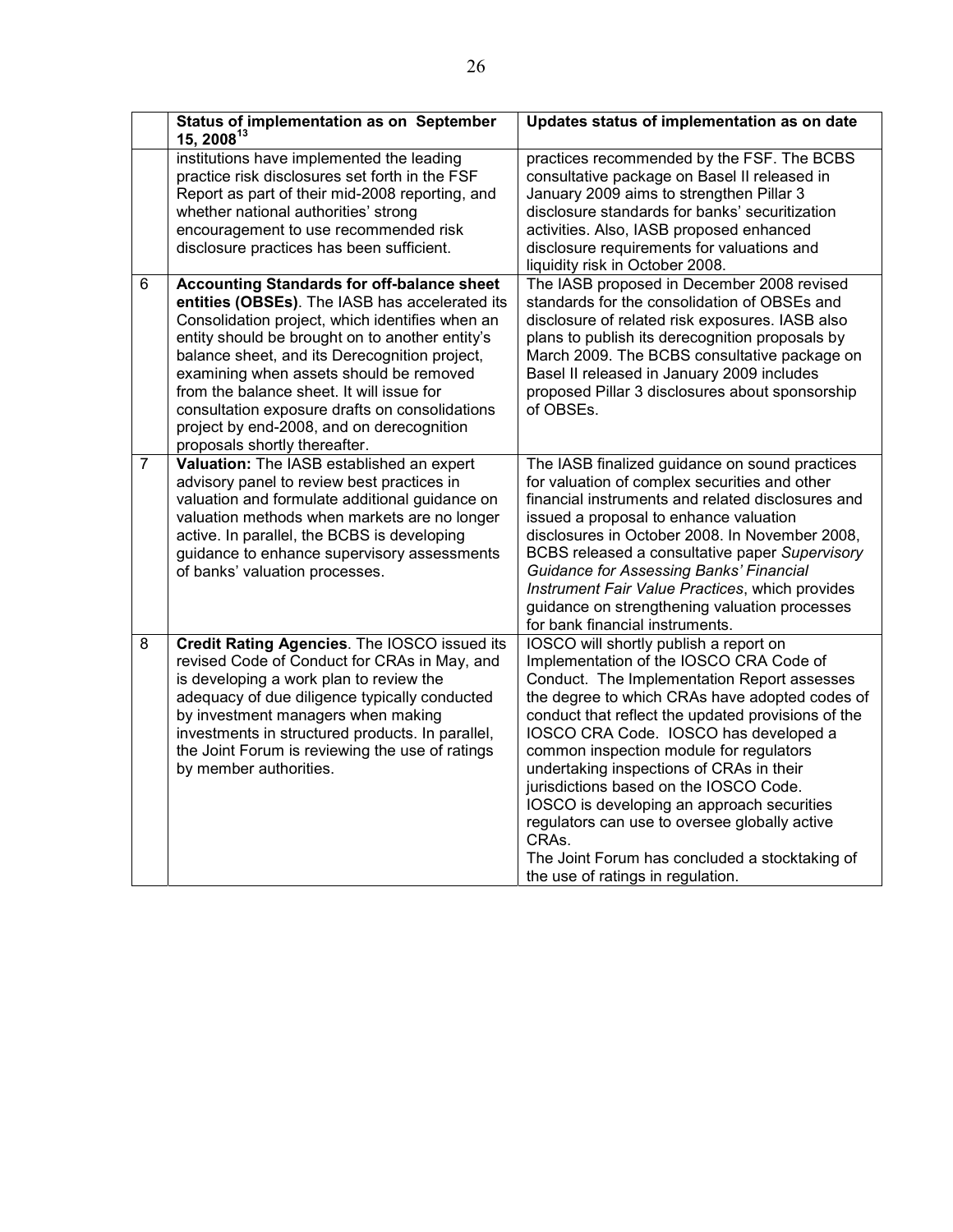| | Status of implementation as on September 15, 2008[13] | Updates status of implementation as on date |
|---|---|---|
| | institutions have implemented the leading practice risk disclosures set forth in the FSF Report as part of their mid-2008 reporting, and whether national authorities' strong encouragement to use recommended risk disclosure practices has been sufficient. | practices recommended by the FSF. The BCBS consultative package on Basel II released in January 2009 aims to strengthen Pillar 3 disclosure standards for banks' securitization activities. Also, IASB proposed enhanced disclosure requirements for valuations and liquidity risk in October 2008. |
| 6 | **Accounting Standards for off-balance sheet entities (OBSEs)**. The IASB has accelerated its Consolidation project, which identifies when an entity should be brought on to another entity's balance sheet, and its Derecognition project, examining when assets should be removed from the balance sheet. It will issue for consultation exposure drafts on consolidations project by end-2008, and on derecognition proposals shortly thereafter. | The IASB proposed in December 2008 revised standards for the consolidation of OBSEs and disclosure of related risk exposures. IASB also plans to publish its derecognition proposals by March 2009. The BCBS consultative package on Basel II released in January 2009 includes proposed Pillar 3 disclosures about sponsorship of OBSEs. |
| 7 | **Valuation:** The IASB established an expert advisory panel to review best practices in valuation and formulate additional guidance on valuation methods when markets are no longer active. In parallel, the BCBS is developing guidance to enhance supervisory assessments of banks' valuation processes. | The IASB finalized guidance on sound practices for valuation of complex securities and other financial instruments and related disclosures and issued a proposal to enhance valuation disclosures in October 2008. In November 2008, BCBS released a consultative paper *Supervisory Guidance for Assessing Banks' Financial Instrument Fair Value Practices*, which provides guidance on strengthening valuation processes for bank financial instruments. |
| 8 | **Credit Rating Agencies**. The IOSCO issued its revised Code of Conduct for CRAs in May, and is developing a work plan to review the adequacy of due diligence typically conducted by investment managers when making investments in structured products. In parallel, the Joint Forum is reviewing the use of ratings by member authorities. | IOSCO will shortly publish a report on Implementation of the IOSCO CRA Code of Conduct. The Implementation Report assesses the degree to which CRAs have adopted codes of conduct that reflect the updated provisions of the IOSCO CRA Code. IOSCO has developed a common inspection module for regulators undertaking inspections of CRAs in their jurisdictions based on the IOSCO Code. IOSCO is developing an approach securities regulators can use to oversee globally active CRAs. The Joint Forum has concluded a stocktaking of the use of ratings in regulation. |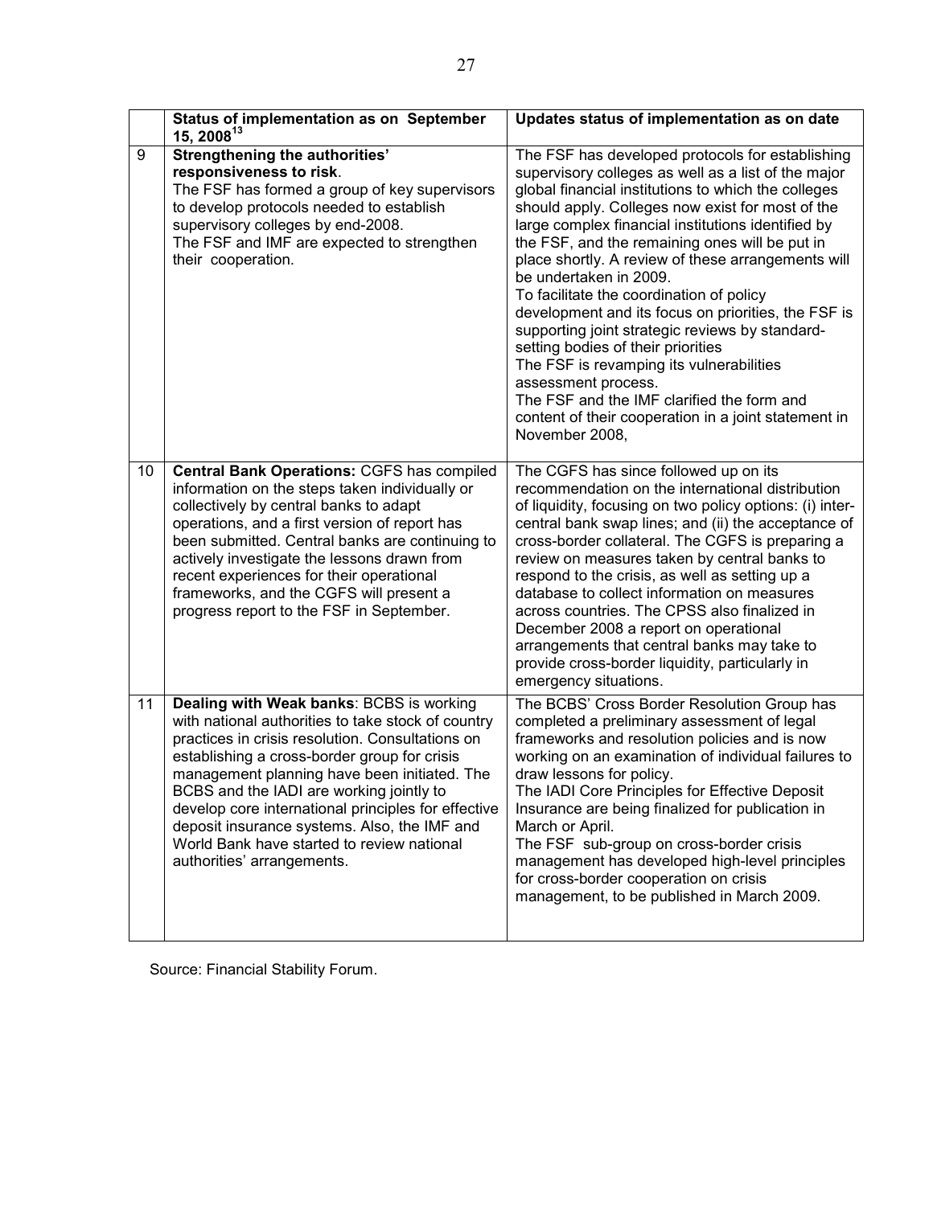| | Status of implementation as on September 15, 2008[13] | Updates status of implementation as on date |
|---|---|---|
| 9 | **Strengthening the authorities' responsiveness to risk**.<br>The FSF has formed a group of key supervisors to develop protocols needed to establish supervisory colleges by end-2008.<br>The FSF and IMF are expected to strengthen their cooperation. | The FSF has developed protocols for establishing supervisory colleges as well as a list of the major global financial institutions to which the colleges should apply. Colleges now exist for most of the large complex financial institutions identified by the FSF, and the remaining ones will be put in place shortly. A review of these arrangements will be undertaken in 2009.<br>To facilitate the coordination of policy development and its focus on priorities, the FSF is supporting joint strategic reviews by standard-setting bodies of their priorities<br>The FSF is revamping its vulnerabilities assessment process.<br>The FSF and the IMF clarified the form and content of their cooperation in a joint statement in November 2008, |
| 10 | **Central Bank Operations:** CGFS has compiled information on the steps taken individually or collectively by central banks to adapt operations, and a first version of report has been submitted. Central banks are continuing to actively investigate the lessons drawn from recent experiences for their operational frameworks, and the CGFS will present a progress report to the FSF in September. | The CGFS has since followed up on its recommendation on the international distribution of liquidity, focusing on two policy options: (i) inter-central bank swap lines; and (ii) the acceptance of cross-border collateral. The CGFS is preparing a review on measures taken by central banks to respond to the crisis, as well as setting up a database to collect information on measures across countries. The CPSS also finalized in December 2008 a report on operational arrangements that central banks may take to provide cross-border liquidity, particularly in emergency situations. |
| 11 | **Dealing with Weak banks**: BCBS is working with national authorities to take stock of country practices in crisis resolution. Consultations on establishing a cross-border group for crisis management planning have been initiated. The BCBS and the IADI are working jointly to develop core international principles for effective deposit insurance systems. Also, the IMF and World Bank have started to review national authorities' arrangements. | The BCBS' Cross Border Resolution Group has completed a preliminary assessment of legal frameworks and resolution policies and is now working on an examination of individual failures to draw lessons for policy.<br>The IADI Core Principles for Effective Deposit Insurance are being finalized for publication in March or April.<br>The FSF sub-group on cross-border crisis management has developed high-level principles for cross-border cooperation on crisis management, to be published in March 2009. |

Source: Financial Stability Forum.